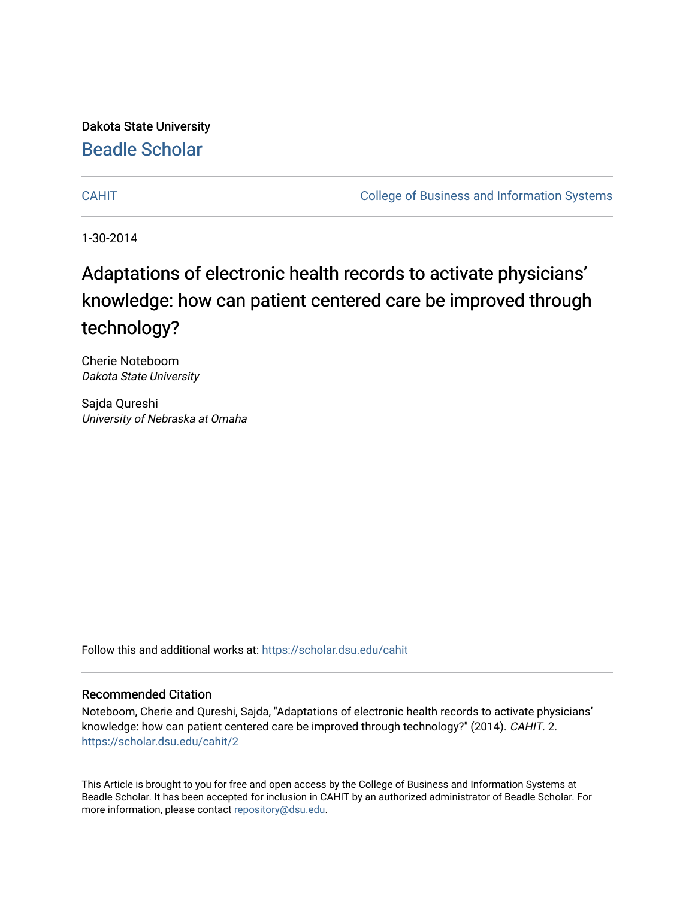Dakota State University

# Beadle Scholar

CAHIT | College of Business and Information Systems

1-30-2014

# Adaptations of electronic health records to activate physicians' knowledge: how can patient centered care be improved through technology?

Cherie Noteboom
*Dakota State University*

Sajda Qureshi
*University of Nebraska at Omaha*

Follow this and additional works at: https://scholar.dsu.edu/cahit

## Recommended Citation

Noteboom, Cherie and Qureshi, Sajda, "Adaptations of electronic health records to activate physicians' knowledge: how can patient centered care be improved through technology?" (2014). *CAHIT*. 2.
https://scholar.dsu.edu/cahit/2

This Article is brought to you for free and open access by the College of Business and Information Systems at Beadle Scholar. It has been accepted for inclusion in CAHIT by an authorized administrator of Beadle Scholar. For more information, please contact repository@dsu.edu.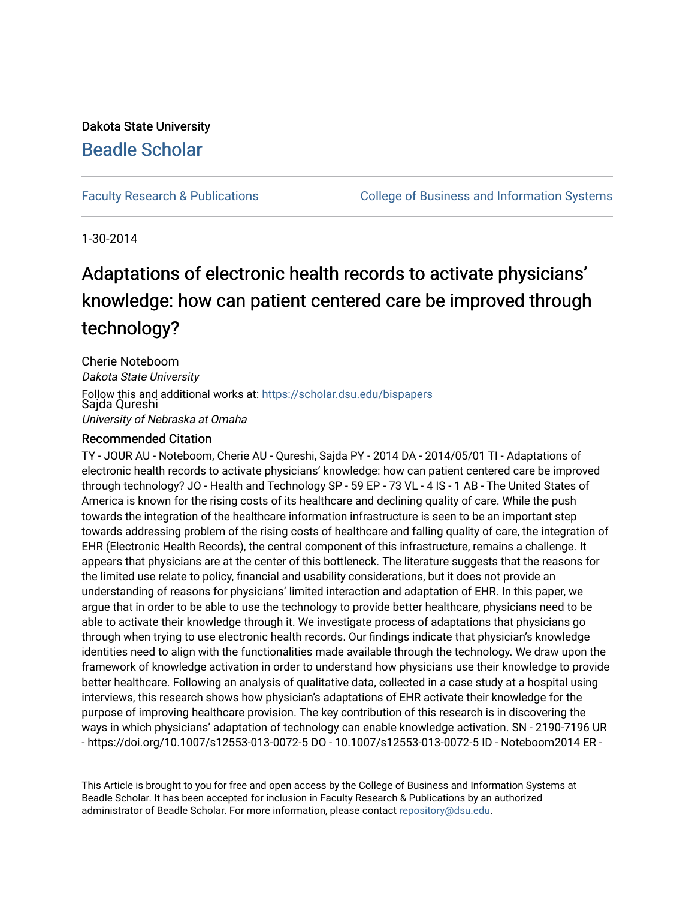Dakota State University

# Beadle Scholar

Faculty Research & Publications

College of Business and Information Systems

1-30-2014

# Adaptations of electronic health records to activate physicians' knowledge: how can patient centered care be improved through technology?

Cherie Noteboom
*Dakota State University*

Sajda Qureshi
*University of Nebraska at Omaha*

Follow this and additional works at: https://scholar.dsu.edu/bispapers

## Recommended Citation

TY - JOUR AU - Noteboom, Cherie AU - Qureshi, Sajda PY - 2014 DA - 2014/05/01 TI - Adaptations of electronic health records to activate physicians' knowledge: how can patient centered care be improved through technology? JO - Health and Technology SP - 59 EP - 73 VL - 4 IS - 1 AB - The United States of America is known for the rising costs of its healthcare and declining quality of care. While the push towards the integration of the healthcare information infrastructure is seen to be an important step towards addressing problem of the rising costs of healthcare and falling quality of care, the integration of EHR (Electronic Health Records), the central component of this infrastructure, remains a challenge. It appears that physicians are at the center of this bottleneck. The literature suggests that the reasons for the limited use relate to policy, financial and usability considerations, but it does not provide an understanding of reasons for physicians' limited interaction and adaptation of EHR. In this paper, we argue that in order to be able to use the technology to provide better healthcare, physicians need to be able to activate their knowledge through it. We investigate process of adaptations that physicians go through when trying to use electronic health records. Our findings indicate that physician's knowledge identities need to align with the functionalities made available through the technology. We draw upon the framework of knowledge activation in order to understand how physicians use their knowledge to provide better healthcare. Following an analysis of qualitative data, collected in a case study at a hospital using interviews, this research shows how physician's adaptations of EHR activate their knowledge for the purpose of improving healthcare provision. The key contribution of this research is in discovering the ways in which physicians' adaptation of technology can enable knowledge activation. SN - 2190-7196 UR - https://doi.org/10.1007/s12553-013-0072-5 DO - 10.1007/s12553-013-0072-5 ID - Noteboom2014 ER -

This Article is brought to you for free and open access by the College of Business and Information Systems at Beadle Scholar. It has been accepted for inclusion in Faculty Research & Publications by an authorized administrator of Beadle Scholar. For more information, please contact repository@dsu.edu.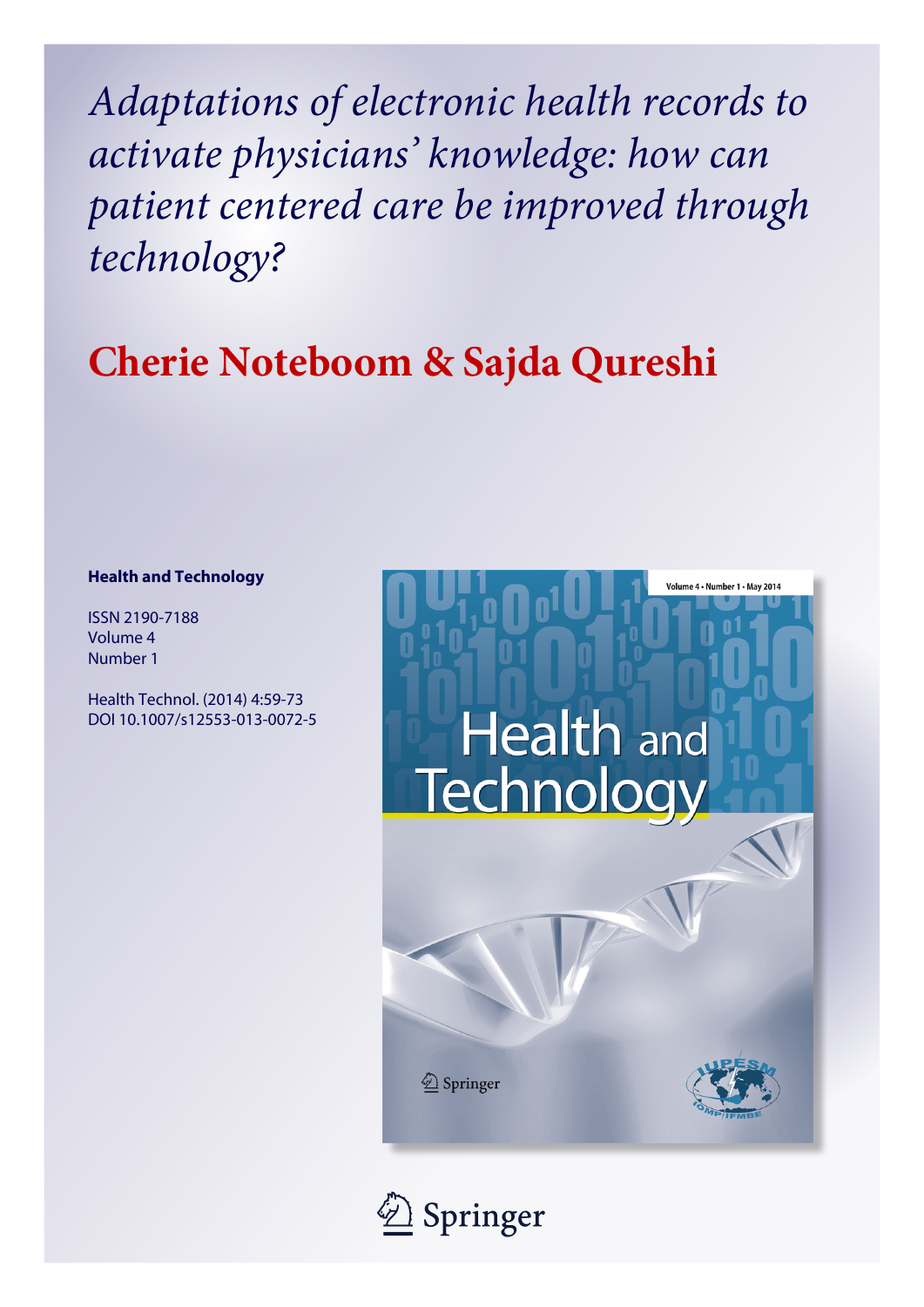*Adaptations of electronic health records to activate physicians' knowledge: how can patient centered care be improved through technology?*

**Cherie Noteboom & Sajda Qureshi**

**Health and Technology**

ISSN 2190-7188
Volume 4
Number 1

Health Technol. (2014) 4:59-73
DOI 10.1007/s12553-013-0072-5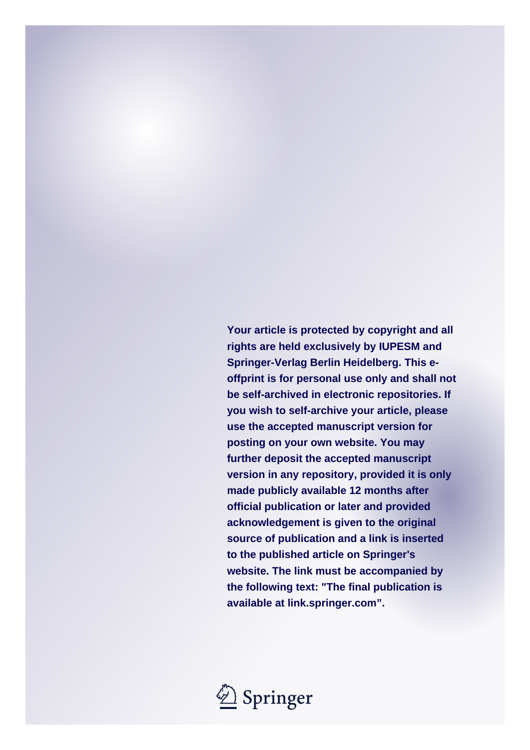**Your article is protected by copyright and all rights are held exclusively by IUPESM and Springer-Verlag Berlin Heidelberg. This e-offprint is for personal use only and shall not be self-archived in electronic repositories. If you wish to self-archive your article, please use the accepted manuscript version for posting on your own website. You may further deposit the accepted manuscript version in any repository, provided it is only made publicly available 12 months after official publication or later and provided acknowledgement is given to the original source of publication and a link is inserted to the published article on Springer's website. The link must be accompanied by the following text: "The final publication is available at link.springer.com".**

Springer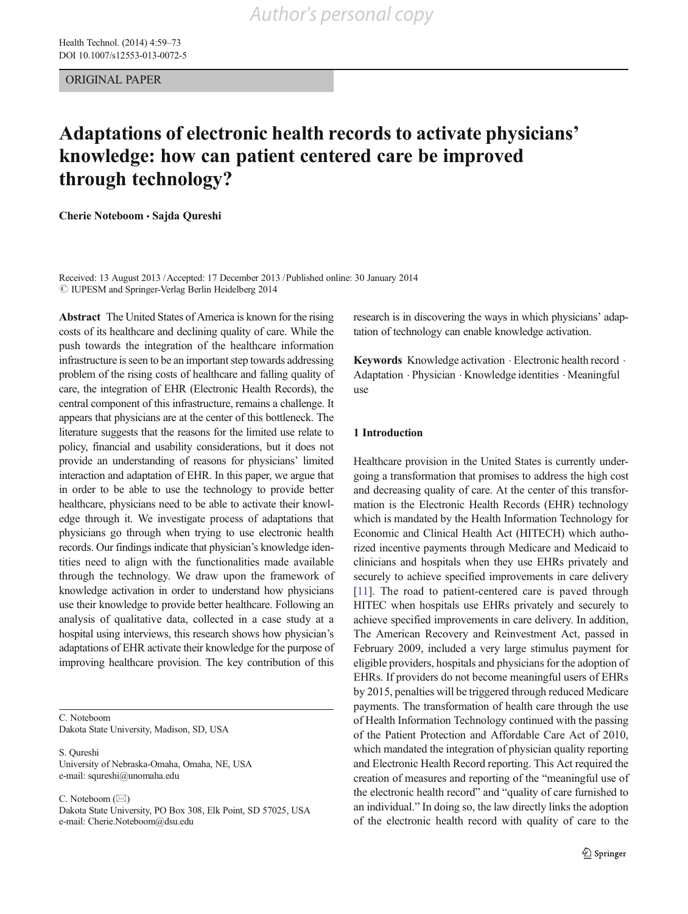# Adaptations of electronic health records to activate physicians' knowledge: how can patient centered care be improved through technology?

**Cherie Noteboom · Sajda Qureshi**

Received: 13 August 2013 / Accepted: 17 December 2013 / Published online: 30 January 2014
© IUPESM and Springer-Verlag Berlin Heidelberg 2014

**Abstract** The United States of America is known for the rising costs of its healthcare and declining quality of care. While the push towards the integration of the healthcare information infrastructure is seen to be an important step towards addressing problem of the rising costs of healthcare and falling quality of care, the integration of EHR (Electronic Health Records), the central component of this infrastructure, remains a challenge. It appears that physicians are at the center of this bottleneck. The literature suggests that the reasons for the limited use relate to policy, financial and usability considerations, but it does not provide an understanding of reasons for physicians' limited interaction and adaptation of EHR. In this paper, we argue that in order to be able to use the technology to provide better healthcare, physicians need to be able to activate their knowledge through it. We investigate process of adaptations that physicians go through when trying to use electronic health records. Our findings indicate that physician's knowledge identities need to align with the functionalities made available through the technology. We draw upon the framework of knowledge activation in order to understand how physicians use their knowledge to provide better healthcare. Following an analysis of qualitative data, collected in a case study at a hospital using interviews, this research shows how physician's adaptations of EHR activate their knowledge for the purpose of improving healthcare provision. The key contribution of this research is in discovering the ways in which physicians' adaptation of technology can enable knowledge activation.

**Keywords** Knowledge activation · Electronic health record · Adaptation · Physician · Knowledge identities · Meaningful use

C. Noteboom
Dakota State University, Madison, SD, USA

S. Qureshi
University of Nebraska-Omaha, Omaha, NE, USA
e-mail: squreshi@unomaha.edu

C. Noteboom (✉)
Dakota State University, PO Box 308, Elk Point, SD 57025, USA
e-mail: Cherie.Noteboom@dsu.edu

## 1 Introduction

Healthcare provision in the United States is currently undergoing a transformation that promises to address the high cost and decreasing quality of care. At the center of this transformation is the Electronic Health Records (EHR) technology which is mandated by the Health Information Technology for Economic and Clinical Health Act (HITECH) which authorized incentive payments through Medicare and Medicaid to clinicians and hospitals when they use EHRs privately and securely to achieve specified improvements in care delivery [11]. The road to patient-centered care is paved through HITEC when hospitals use EHRs privately and securely to achieve specified improvements in care delivery. In addition, The American Recovery and Reinvestment Act, passed in February 2009, included a very large stimulus payment for eligible providers, hospitals and physicians for the adoption of EHRs. If providers do not become meaningful users of EHRs by 2015, penalties will be triggered through reduced Medicare payments. The transformation of health care through the use of Health Information Technology continued with the passing of the Patient Protection and Affordable Care Act of 2010, which mandated the integration of physician quality reporting and Electronic Health Record reporting. This Act required the creation of measures and reporting of the "meaningful use of the electronic health record" and "quality of care furnished to an individual." In doing so, the law directly links the adoption of the electronic health record with quality of care to the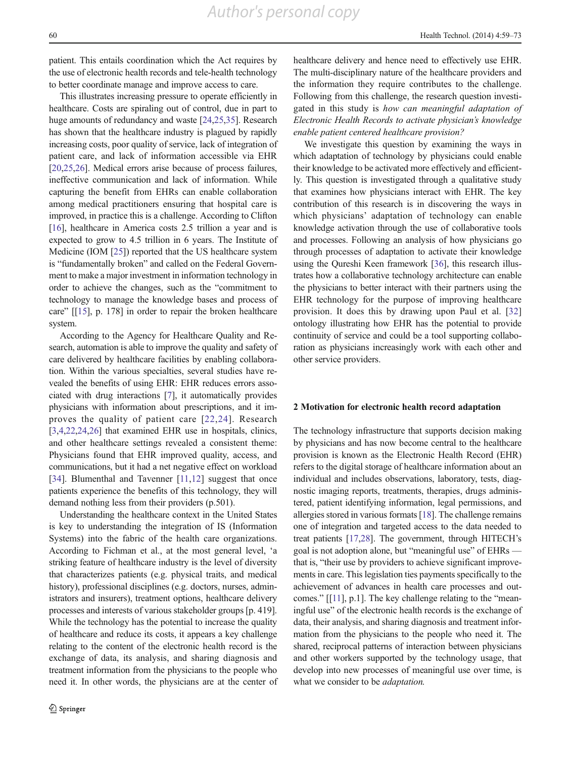patient. This entails coordination which the Act requires by the use of electronic health records and tele-health technology to better coordinate manage and improve access to care.

This illustrates increasing pressure to operate efficiently in healthcare. Costs are spiraling out of control, due in part to huge amounts of redundancy and waste [24,25,35]. Research has shown that the healthcare industry is plagued by rapidly increasing costs, poor quality of service, lack of integration of patient care, and lack of information accessible via EHR [20,25,26]. Medical errors arise because of process failures, ineffective communication and lack of information. While capturing the benefit from EHRs can enable collaboration among medical practitioners ensuring that hospital care is improved, in practice this is a challenge. According to Clifton [16], healthcare in America costs 2.5 trillion a year and is expected to grow to 4.5 trillion in 6 years. The Institute of Medicine (IOM [25]) reported that the US healthcare system is "fundamentally broken" and called on the Federal Government to make a major investment in information technology in order to achieve the changes, such as the "commitment to technology to manage the knowledge bases and process of care" [[15], p. 178] in order to repair the broken healthcare system.

According to the Agency for Healthcare Quality and Research, automation is able to improve the quality and safety of care delivered by healthcare facilities by enabling collaboration. Within the various specialties, several studies have revealed the benefits of using EHR: EHR reduces errors associated with drug interactions [7], it automatically provides physicians with information about prescriptions, and it improves the quality of patient care [22,24]. Research [3,4,22,24,26] that examined EHR use in hospitals, clinics, and other healthcare settings revealed a consistent theme: Physicians found that EHR improved quality, access, and communications, but it had a net negative effect on workload [34]. Blumenthal and Tavenner [11,12] suggest that once patients experience the benefits of this technology, they will demand nothing less from their providers (p.501).

Understanding the healthcare context in the United States is key to understanding the integration of IS (Information Systems) into the fabric of the health care organizations. According to Fichman et al., at the most general level, 'a striking feature of healthcare industry is the level of diversity that characterizes patients (e.g. physical traits, and medical history), professional disciplines (e.g. doctors, nurses, administrators and insurers), treatment options, healthcare delivery processes and interests of various stakeholder groups [p. 419]. While the technology has the potential to increase the quality of healthcare and reduce its costs, it appears a key challenge relating to the content of the electronic health record is the exchange of data, its analysis, and sharing diagnosis and treatment information from the physicians to the people who need it. In other words, the physicians are at the center of healthcare delivery and hence need to effectively use EHR. The multi-disciplinary nature of the healthcare providers and the information they require contributes to the challenge. Following from this challenge, the research question investigated in this study is *how can meaningful adaptation of Electronic Health Records to activate physician's knowledge enable patient centered healthcare provision?*

We investigate this question by examining the ways in which adaptation of technology by physicians could enable their knowledge to be activated more effectively and efficiently. This question is investigated through a qualitative study that examines how physicians interact with EHR. The key contribution of this research is in discovering the ways in which physicians' adaptation of technology can enable knowledge activation through the use of collaborative tools and processes. Following an analysis of how physicians go through processes of adaptation to activate their knowledge using the Qureshi Keen framework [36], this research illustrates how a collaborative technology architecture can enable the physicians to better interact with their partners using the EHR technology for the purpose of improving healthcare provision. It does this by drawing upon Paul et al. [32] ontology illustrating how EHR has the potential to provide continuity of service and could be a tool supporting collaboration as physicians increasingly work with each other and other service providers.

## 2 Motivation for electronic health record adaptation

The technology infrastructure that supports decision making by physicians and has now become central to the healthcare provision is known as the Electronic Health Record (EHR) refers to the digital storage of healthcare information about an individual and includes observations, laboratory, tests, diagnostic imaging reports, treatments, therapies, drugs administered, patient identifying information, legal permissions, and allergies stored in various formats [18]. The challenge remains one of integration and targeted access to the data needed to treat patients [17,28]. The government, through HITECH's goal is not adoption alone, but "meaningful use" of EHRs — that is, "their use by providers to achieve significant improvements in care. This legislation ties payments specifically to the achievement of advances in health care processes and outcomes." [[11], p.1]. The key challenge relating to the "meaningful use" of the electronic health records is the exchange of data, their analysis, and sharing diagnosis and treatment information from the physicians to the people who need it. The shared, reciprocal patterns of interaction between physicians and other workers supported by the technology usage, that develop into new processes of meaningful use over time, is what we consider to be *adaptation.*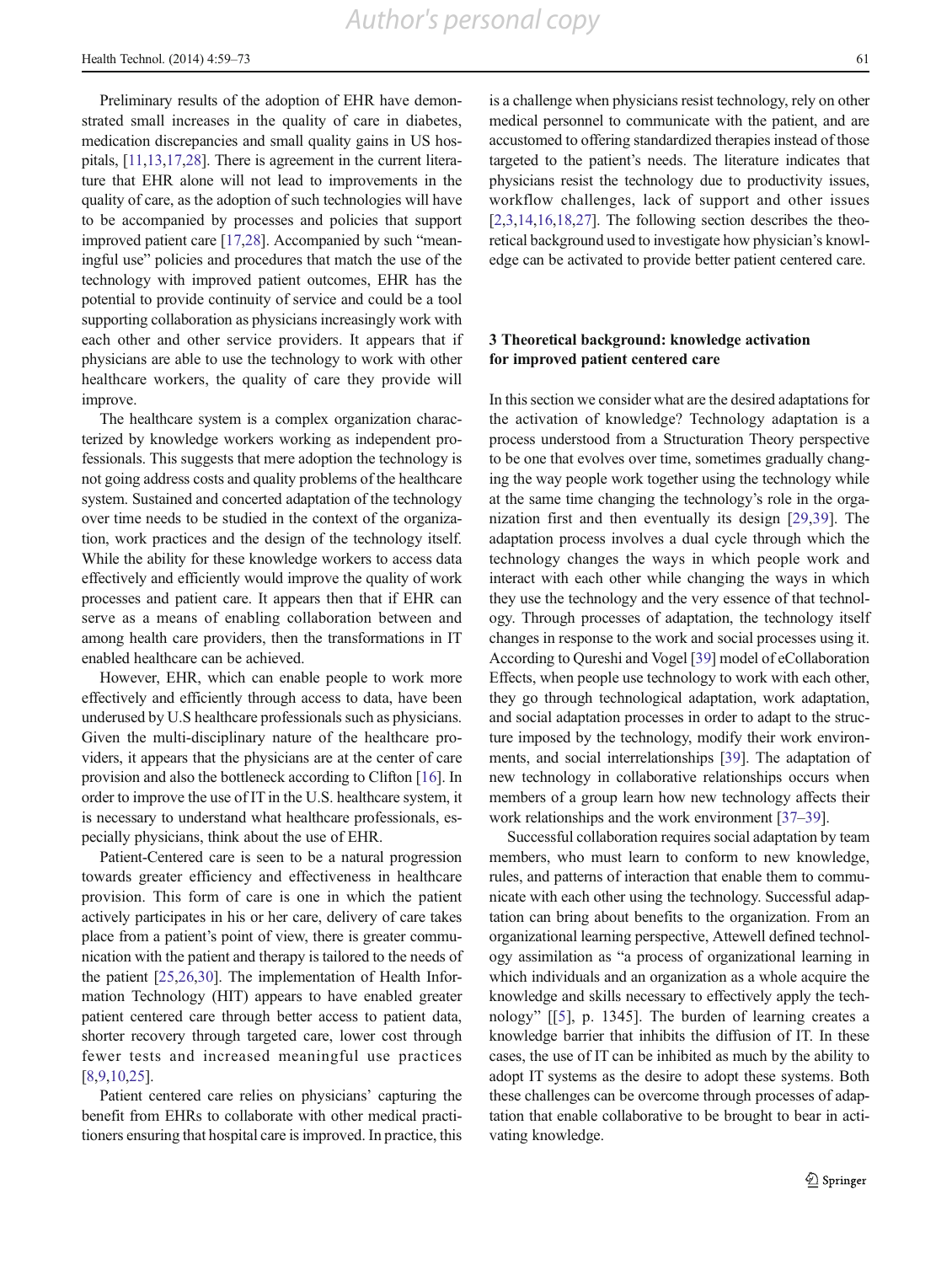Preliminary results of the adoption of EHR have demonstrated small increases in the quality of care in diabetes, medication discrepancies and small quality gains in US hospitals, [11,13,17,28]. There is agreement in the current literature that EHR alone will not lead to improvements in the quality of care, as the adoption of such technologies will have to be accompanied by processes and policies that support improved patient care [17,28]. Accompanied by such "meaningful use" policies and procedures that match the use of the technology with improved patient outcomes, EHR has the potential to provide continuity of service and could be a tool supporting collaboration as physicians increasingly work with each other and other service providers. It appears that if physicians are able to use the technology to work with other healthcare workers, the quality of care they provide will improve.

The healthcare system is a complex organization characterized by knowledge workers working as independent professionals. This suggests that mere adoption the technology is not going address costs and quality problems of the healthcare system. Sustained and concerted adaptation of the technology over time needs to be studied in the context of the organization, work practices and the design of the technology itself. While the ability for these knowledge workers to access data effectively and efficiently would improve the quality of work processes and patient care. It appears then that if EHR can serve as a means of enabling collaboration between and among health care providers, then the transformations in IT enabled healthcare can be achieved.

However, EHR, which can enable people to work more effectively and efficiently through access to data, have been underused by U.S healthcare professionals such as physicians. Given the multi-disciplinary nature of the healthcare providers, it appears that the physicians are at the center of care provision and also the bottleneck according to Clifton [16]. In order to improve the use of IT in the U.S. healthcare system, it is necessary to understand what healthcare professionals, especially physicians, think about the use of EHR.

Patient-Centered care is seen to be a natural progression towards greater efficiency and effectiveness in healthcare provision. This form of care is one in which the patient actively participates in his or her care, delivery of care takes place from a patient's point of view, there is greater communication with the patient and therapy is tailored to the needs of the patient [25,26,30]. The implementation of Health Information Technology (HIT) appears to have enabled greater patient centered care through better access to patient data, shorter recovery through targeted care, lower cost through fewer tests and increased meaningful use practices [8,9,10,25].

Patient centered care relies on physicians' capturing the benefit from EHRs to collaborate with other medical practitioners ensuring that hospital care is improved. In practice, this is a challenge when physicians resist technology, rely on other medical personnel to communicate with the patient, and are accustomed to offering standardized therapies instead of those targeted to the patient's needs. The literature indicates that physicians resist the technology due to productivity issues, workflow challenges, lack of support and other issues [2,3,14,16,18,27]. The following section describes the theoretical background used to investigate how physician's knowledge can be activated to provide better patient centered care.

## 3 Theoretical background: knowledge activation for improved patient centered care

In this section we consider what are the desired adaptations for the activation of knowledge? Technology adaptation is a process understood from a Structuration Theory perspective to be one that evolves over time, sometimes gradually changing the way people work together using the technology while at the same time changing the technology's role in the organization first and then eventually its design [29,39]. The adaptation process involves a dual cycle through which the technology changes the ways in which people work and interact with each other while changing the ways in which they use the technology and the very essence of that technology. Through processes of adaptation, the technology itself changes in response to the work and social processes using it. According to Qureshi and Vogel [39] model of eCollaboration Effects, when people use technology to work with each other, they go through technological adaptation, work adaptation, and social adaptation processes in order to adapt to the structure imposed by the technology, modify their work environments, and social interrelationships [39]. The adaptation of new technology in collaborative relationships occurs when members of a group learn how new technology affects their work relationships and the work environment [37–39].

Successful collaboration requires social adaptation by team members, who must learn to conform to new knowledge, rules, and patterns of interaction that enable them to communicate with each other using the technology. Successful adaptation can bring about benefits to the organization. From an organizational learning perspective, Attewell defined technology assimilation as "a process of organizational learning in which individuals and an organization as a whole acquire the knowledge and skills necessary to effectively apply the technology" [[5], p. 1345]. The burden of learning creates a knowledge barrier that inhibits the diffusion of IT. In these cases, the use of IT can be inhibited as much by the ability to adopt IT systems as the desire to adopt these systems. Both these challenges can be overcome through processes of adaptation that enable collaborative to be brought to bear in activating knowledge.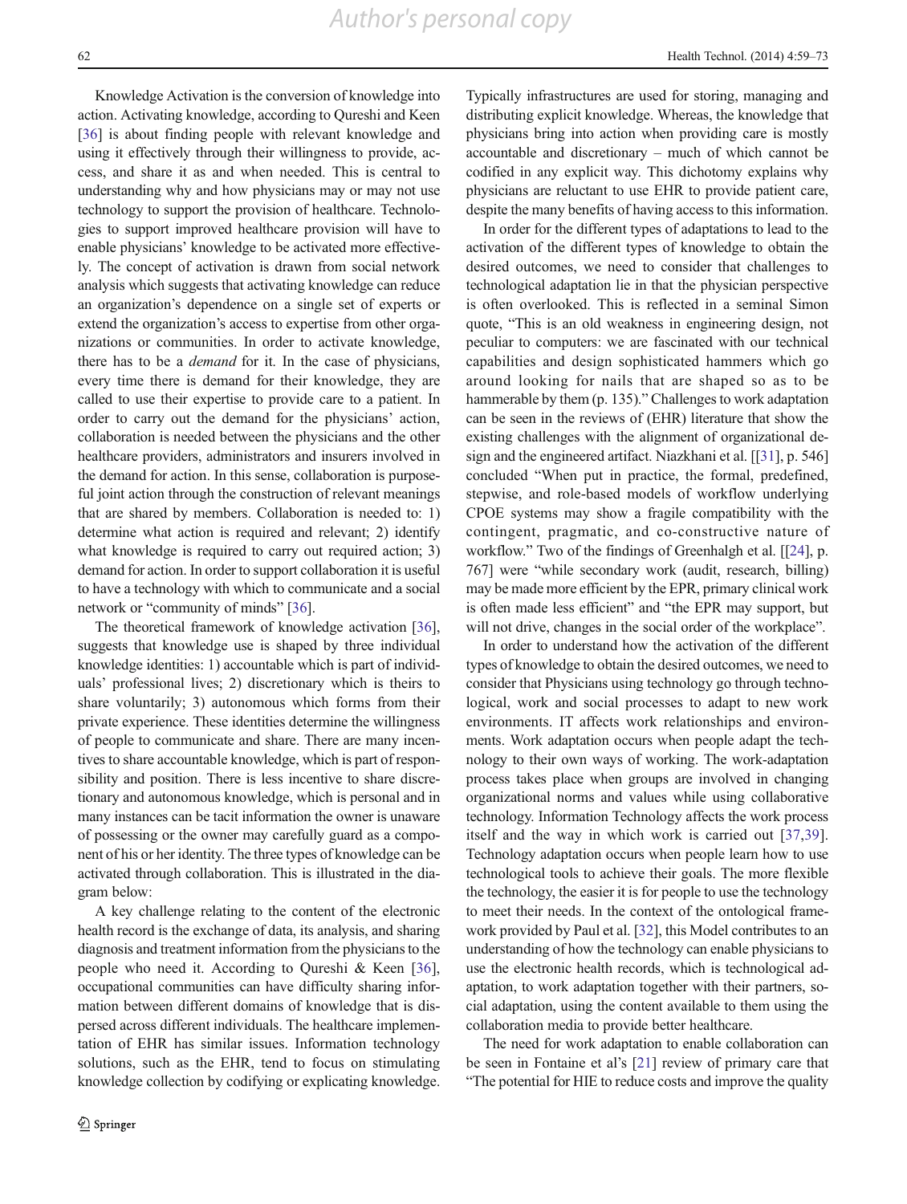Knowledge Activation is the conversion of knowledge into action. Activating knowledge, according to Qureshi and Keen [36] is about finding people with relevant knowledge and using it effectively through their willingness to provide, access, and share it as and when needed. This is central to understanding why and how physicians may or may not use technology to support the provision of healthcare. Technologies to support improved healthcare provision will have to enable physicians' knowledge to be activated more effectively. The concept of activation is drawn from social network analysis which suggests that activating knowledge can reduce an organization's dependence on a single set of experts or extend the organization's access to expertise from other organizations or communities. In order to activate knowledge, there has to be a *demand* for it. In the case of physicians, every time there is demand for their knowledge, they are called to use their expertise to provide care to a patient. In order to carry out the demand for the physicians' action, collaboration is needed between the physicians and the other healthcare providers, administrators and insurers involved in the demand for action. In this sense, collaboration is purposeful joint action through the construction of relevant meanings that are shared by members. Collaboration is needed to: 1) determine what action is required and relevant; 2) identify what knowledge is required to carry out required action; 3) demand for action. In order to support collaboration it is useful to have a technology with which to communicate and a social network or "community of minds" [36].

The theoretical framework of knowledge activation [36], suggests that knowledge use is shaped by three individual knowledge identities: 1) accountable which is part of individuals' professional lives; 2) discretionary which is theirs to share voluntarily; 3) autonomous which forms from their private experience. These identities determine the willingness of people to communicate and share. There are many incentives to share accountable knowledge, which is part of responsibility and position. There is less incentive to share discretionary and autonomous knowledge, which is personal and in many instances can be tacit information the owner is unaware of possessing or the owner may carefully guard as a component of his or her identity. The three types of knowledge can be activated through collaboration. This is illustrated in the diagram below:

A key challenge relating to the content of the electronic health record is the exchange of data, its analysis, and sharing diagnosis and treatment information from the physicians to the people who need it. According to Qureshi & Keen [36], occupational communities can have difficulty sharing information between different domains of knowledge that is dispersed across different individuals. The healthcare implementation of EHR has similar issues. Information technology solutions, such as the EHR, tend to focus on stimulating knowledge collection by codifying or explicating knowledge. Typically infrastructures are used for storing, managing and distributing explicit knowledge. Whereas, the knowledge that physicians bring into action when providing care is mostly accountable and discretionary – much of which cannot be codified in any explicit way. This dichotomy explains why physicians are reluctant to use EHR to provide patient care, despite the many benefits of having access to this information.

In order for the different types of adaptations to lead to the activation of the different types of knowledge to obtain the desired outcomes, we need to consider that challenges to technological adaptation lie in that the physician perspective is often overlooked. This is reflected in a seminal Simon quote, "This is an old weakness in engineering design, not peculiar to computers: we are fascinated with our technical capabilities and design sophisticated hammers which go around looking for nails that are shaped so as to be hammerable by them (p. 135)." Challenges to work adaptation can be seen in the reviews of (EHR) literature that show the existing challenges with the alignment of organizational design and the engineered artifact. Niazkhani et al. [[31], p. 546] concluded "When put in practice, the formal, predefined, stepwise, and role-based models of workflow underlying CPOE systems may show a fragile compatibility with the contingent, pragmatic, and co-constructive nature of workflow." Two of the findings of Greenhalgh et al. [[24], p. 767] were "while secondary work (audit, research, billing) may be made more efficient by the EPR, primary clinical work is often made less efficient" and "the EPR may support, but will not drive, changes in the social order of the workplace".

In order to understand how the activation of the different types of knowledge to obtain the desired outcomes, we need to consider that Physicians using technology go through technological, work and social processes to adapt to new work environments. IT affects work relationships and environments. Work adaptation occurs when people adapt the technology to their own ways of working. The work-adaptation process takes place when groups are involved in changing organizational norms and values while using collaborative technology. Information Technology affects the work process itself and the way in which work is carried out [37,39]. Technology adaptation occurs when people learn how to use technological tools to achieve their goals. The more flexible the technology, the easier it is for people to use the technology to meet their needs. In the context of the ontological framework provided by Paul et al. [32], this Model contributes to an understanding of how the technology can enable physicians to use the electronic health records, which is technological adaptation, to work adaptation together with their partners, social adaptation, using the content available to them using the collaboration media to provide better healthcare.

The need for work adaptation to enable collaboration can be seen in Fontaine et al's [21] review of primary care that "The potential for HIE to reduce costs and improve the quality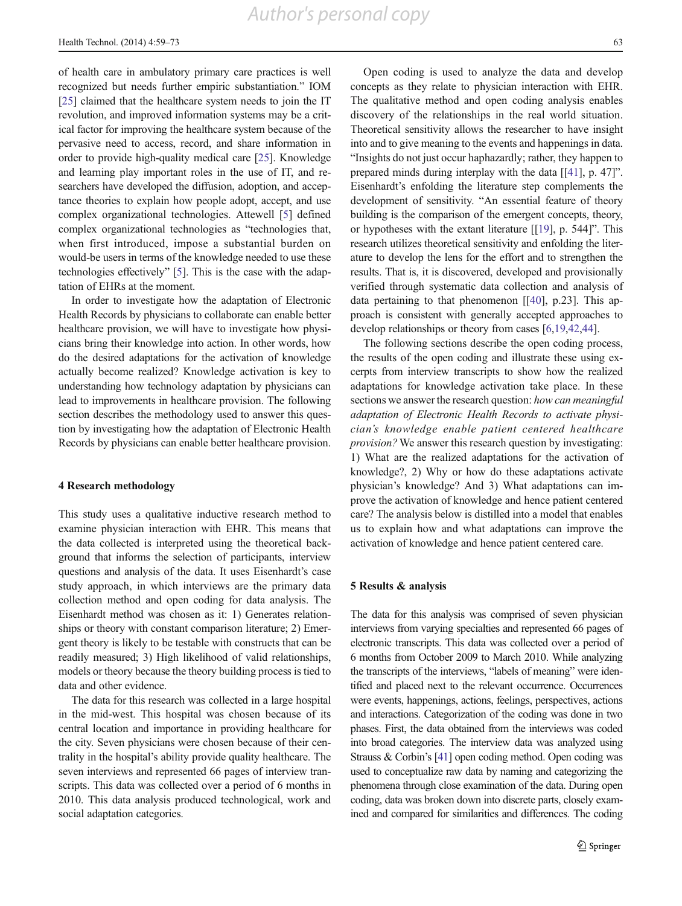of health care in ambulatory primary care practices is well recognized but needs further empiric substantiation." IOM [25] claimed that the healthcare system needs to join the IT revolution, and improved information systems may be a critical factor for improving the healthcare system because of the pervasive need to access, record, and share information in order to provide high-quality medical care [25]. Knowledge and learning play important roles in the use of IT, and researchers have developed the diffusion, adoption, and acceptance theories to explain how people adopt, accept, and use complex organizational technologies. Attewell [5] defined complex organizational technologies as "technologies that, when first introduced, impose a substantial burden on would-be users in terms of the knowledge needed to use these technologies effectively" [5]. This is the case with the adaptation of EHRs at the moment.

In order to investigate how the adaptation of Electronic Health Records by physicians to collaborate can enable better healthcare provision, we will have to investigate how physicians bring their knowledge into action. In other words, how do the desired adaptations for the activation of knowledge actually become realized? Knowledge activation is key to understanding how technology adaptation by physicians can lead to improvements in healthcare provision. The following section describes the methodology used to answer this question by investigating how the adaptation of Electronic Health Records by physicians can enable better healthcare provision.

## 4 Research methodology

This study uses a qualitative inductive research method to examine physician interaction with EHR. This means that the data collected is interpreted using the theoretical background that informs the selection of participants, interview questions and analysis of the data. It uses Eisenhardt's case study approach, in which interviews are the primary data collection method and open coding for data analysis. The Eisenhardt method was chosen as it: 1) Generates relationships or theory with constant comparison literature; 2) Emergent theory is likely to be testable with constructs that can be readily measured; 3) High likelihood of valid relationships, models or theory because the theory building process is tied to data and other evidence.

The data for this research was collected in a large hospital in the mid-west. This hospital was chosen because of its central location and importance in providing healthcare for the city. Seven physicians were chosen because of their centrality in the hospital's ability provide quality healthcare. The seven interviews and represented 66 pages of interview transcripts. This data was collected over a period of 6 months in 2010. This data analysis produced technological, work and social adaptation categories.

Open coding is used to analyze the data and develop concepts as they relate to physician interaction with EHR. The qualitative method and open coding analysis enables discovery of the relationships in the real world situation. Theoretical sensitivity allows the researcher to have insight into and to give meaning to the events and happenings in data. "Insights do not just occur haphazardly; rather, they happen to prepared minds during interplay with the data [[41], p. 47]". Eisenhardt's enfolding the literature step complements the development of sensitivity. "An essential feature of theory building is the comparison of the emergent concepts, theory, or hypotheses with the extant literature [[19], p. 544]". This research utilizes theoretical sensitivity and enfolding the literature to develop the lens for the effort and to strengthen the results. That is, it is discovered, developed and provisionally verified through systematic data collection and analysis of data pertaining to that phenomenon [[40], p.23]. This approach is consistent with generally accepted approaches to develop relationships or theory from cases [6,19,42,44].

The following sections describe the open coding process, the results of the open coding and illustrate these using excerpts from interview transcripts to show how the realized adaptations for knowledge activation take place. In these sections we answer the research question: *how can meaningful adaptation of Electronic Health Records to activate physician's knowledge enable patient centered healthcare provision?* We answer this research question by investigating: 1) What are the realized adaptations for the activation of knowledge?, 2) Why or how do these adaptations activate physician's knowledge? And 3) What adaptations can improve the activation of knowledge and hence patient centered care? The analysis below is distilled into a model that enables us to explain how and what adaptations can improve the activation of knowledge and hence patient centered care.

## 5 Results & analysis

The data for this analysis was comprised of seven physician interviews from varying specialties and represented 66 pages of electronic transcripts. This data was collected over a period of 6 months from October 2009 to March 2010. While analyzing the transcripts of the interviews, "labels of meaning" were identified and placed next to the relevant occurrence. Occurrences were events, happenings, actions, feelings, perspectives, actions and interactions. Categorization of the coding was done in two phases. First, the data obtained from the interviews was coded into broad categories. The interview data was analyzed using Strauss & Corbin's [41] open coding method. Open coding was used to conceptualize raw data by naming and categorizing the phenomena through close examination of the data. During open coding, data was broken down into discrete parts, closely examined and compared for similarities and differences. The coding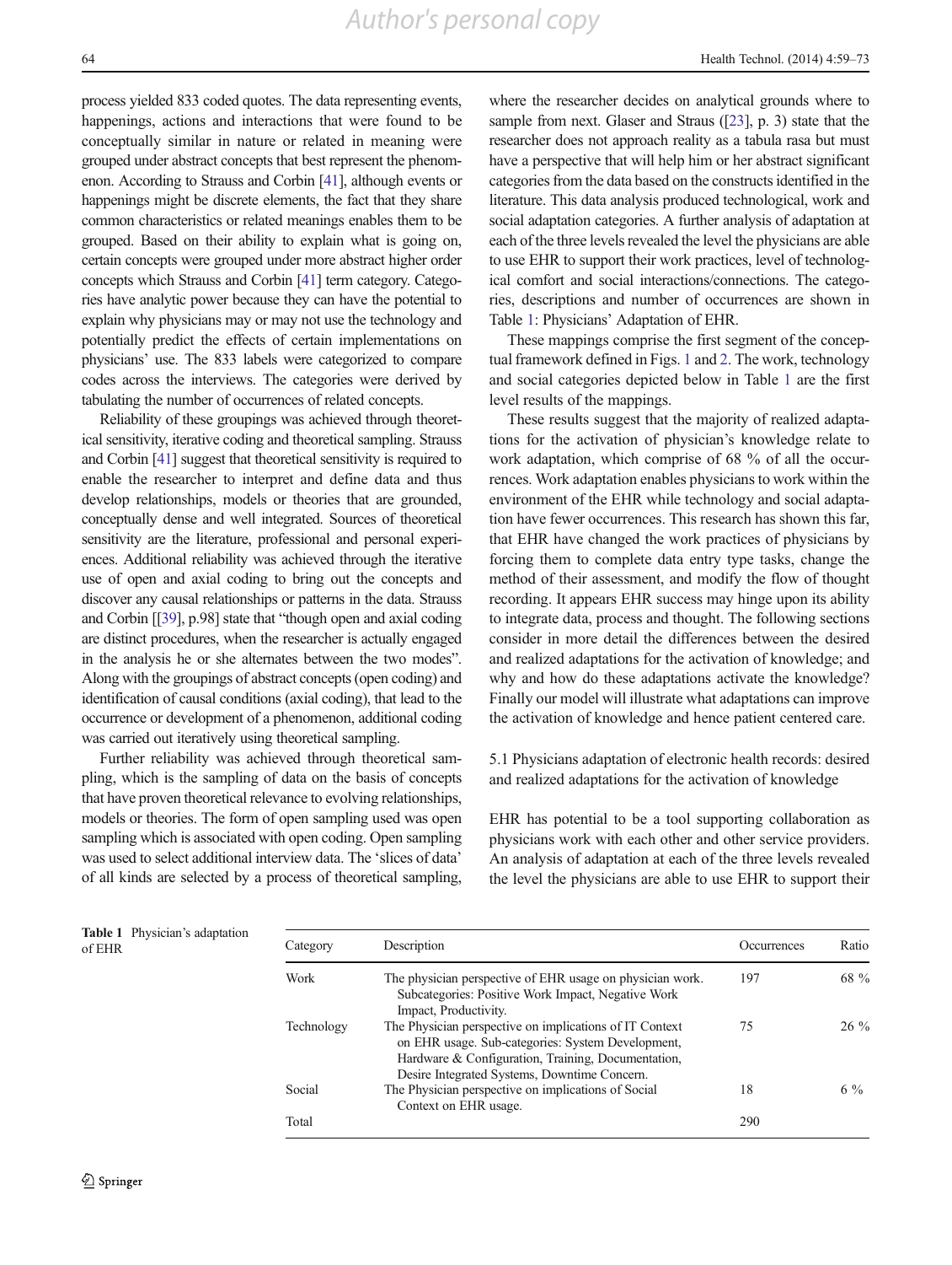process yielded 833 coded quotes. The data representing events, happenings, actions and interactions that were found to be conceptually similar in nature or related in meaning were grouped under abstract concepts that best represent the phenomenon. According to Strauss and Corbin [41], although events or happenings might be discrete elements, the fact that they share common characteristics or related meanings enables them to be grouped. Based on their ability to explain what is going on, certain concepts were grouped under more abstract higher order concepts which Strauss and Corbin [41] term category. Categories have analytic power because they can have the potential to explain why physicians may or may not use the technology and potentially predict the effects of certain implementations on physicians' use. The 833 labels were categorized to compare codes across the interviews. The categories were derived by tabulating the number of occurrences of related concepts.

Reliability of these groupings was achieved through theoretical sensitivity, iterative coding and theoretical sampling. Strauss and Corbin [41] suggest that theoretical sensitivity is required to enable the researcher to interpret and define data and thus develop relationships, models or theories that are grounded, conceptually dense and well integrated. Sources of theoretical sensitivity are the literature, professional and personal experiences. Additional reliability was achieved through the iterative use of open and axial coding to bring out the concepts and discover any causal relationships or patterns in the data. Strauss and Corbin [[39], p.98] state that "though open and axial coding are distinct procedures, when the researcher is actually engaged in the analysis he or she alternates between the two modes". Along with the groupings of abstract concepts (open coding) and identification of causal conditions (axial coding), that lead to the occurrence or development of a phenomenon, additional coding was carried out iteratively using theoretical sampling.

Further reliability was achieved through theoretical sampling, which is the sampling of data on the basis of concepts that have proven theoretical relevance to evolving relationships, models or theories. The form of open sampling used was open sampling which is associated with open coding. Open sampling was used to select additional interview data. The 'slices of data' of all kinds are selected by a process of theoretical sampling, where the researcher decides on analytical grounds where to sample from next. Glaser and Straus ([23], p. 3) state that the researcher does not approach reality as a tabula rasa but must have a perspective that will help him or her abstract significant categories from the data based on the constructs identified in the literature. This data analysis produced technological, work and social adaptation categories. A further analysis of adaptation at each of the three levels revealed the level the physicians are able to use EHR to support their work practices, level of technological comfort and social interactions/connections. The categories, descriptions and number of occurrences are shown in Table 1: Physicians' Adaptation of EHR.

These mappings comprise the first segment of the conceptual framework defined in Figs. 1 and 2. The work, technology and social categories depicted below in Table 1 are the first level results of the mappings.

These results suggest that the majority of realized adaptations for the activation of physician's knowledge relate to work adaptation, which comprise of 68 % of all the occurrences. Work adaptation enables physicians to work within the environment of the EHR while technology and social adaptation have fewer occurrences. This research has shown this far, that EHR have changed the work practices of physicians by forcing them to complete data entry type tasks, change the method of their assessment, and modify the flow of thought recording. It appears EHR success may hinge upon its ability to integrate data, process and thought. The following sections consider in more detail the differences between the desired and realized adaptations for the activation of knowledge; and why and how do these adaptations activate the knowledge? Finally our model will illustrate what adaptations can improve the activation of knowledge and hence patient centered care.

### 5.1 Physicians adaptation of electronic health records: desired and realized adaptations for the activation of knowledge

EHR has potential to be a tool supporting collaboration as physicians work with each other and other service providers. An analysis of adaptation at each of the three levels revealed the level the physicians are able to use EHR to support their

**Table 1** Physician's adaptation of EHR

| Category | Description | Occurrences | Ratio |
|---|---|---|---|
| Work | The physician perspective of EHR usage on physician work. Subcategories: Positive Work Impact, Negative Work Impact, Productivity. | 197 | 68 % |
| Technology | The Physician perspective on implications of IT Context on EHR usage. Sub-categories: System Development, Hardware & Configuration, Training, Documentation, Desire Integrated Systems, Downtime Concern. | 75 | 26 % |
| Social | The Physician perspective on implications of Social Context on EHR usage. | 18 | 6 % |
| Total | | 290 | |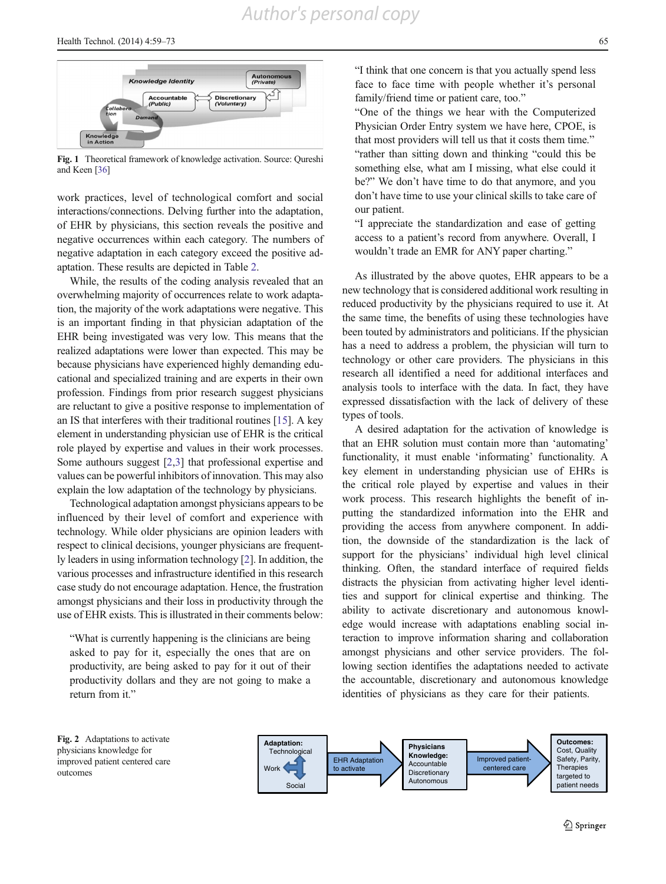Fig. 1 Theoretical framework of knowledge activation. Source: Qureshi and Keen [36]

work practices, level of technological comfort and social interactions/connections. Delving further into the adaptation, of EHR by physicians, this section reveals the positive and negative occurrences within each category. The numbers of negative adaptation in each category exceed the positive adaptation. These results are depicted in Table 2.

While, the results of the coding analysis revealed that an overwhelming majority of occurrences relate to work adaptation, the majority of the work adaptations were negative. This is an important finding in that physician adaptation of the EHR being investigated was very low. This means that the realized adaptations were lower than expected. This may be because physicians have experienced highly demanding educational and specialized training and are experts in their own profession. Findings from prior research suggest physicians are reluctant to give a positive response to implementation of an IS that interferes with their traditional routines [15]. A key element in understanding physician use of EHR is the critical role played by expertise and values in their work processes. Some authours suggest [2,3] that professional expertise and values can be powerful inhibitors of innovation. This may also explain the low adaptation of the technology by physicians.

Technological adaptation amongst physicians appears to be influenced by their level of comfort and experience with technology. While older physicians are opinion leaders with respect to clinical decisions, younger physicians are frequently leaders in using information technology [2]. In addition, the various processes and infrastructure identified in this research case study do not encourage adaptation. Hence, the frustration amongst physicians and their loss in productivity through the use of EHR exists. This is illustrated in their comments below:

> "What is currently happening is the clinicians are being asked to pay for it, especially the ones that are on productivity, are being asked to pay for it out of their productivity dollars and they are not going to make a return from it."
>
> "I think that one concern is that you actually spend less face to face time with people whether it's personal family/friend time or patient care, too."
>
> "One of the things we hear with the Computerized Physician Order Entry system we have here, CPOE, is that most providers will tell us that it costs them time."
>
> "rather than sitting down and thinking "could this be something else, what am I missing, what else could it be?" We don't have time to do that anymore, and you don't have time to use your clinical skills to take care of our patient.
>
> "I appreciate the standardization and ease of getting access to a patient's record from anywhere. Overall, I wouldn't trade an EMR for ANY paper charting."

As illustrated by the above quotes, EHR appears to be a new technology that is considered additional work resulting in reduced productivity by the physicians required to use it. At the same time, the benefits of using these technologies have been touted by administrators and politicians. If the physician has a need to address a problem, the physician will turn to technology or other care providers. The physicians in this research all identified a need for additional interfaces and analysis tools to interface with the data. In fact, they have expressed dissatisfaction with the lack of delivery of these types of tools.

A desired adaptation for the activation of knowledge is that an EHR solution must contain more than 'automating' functionality, it must enable 'informating' functionality. A key element in understanding physician use of EHRs is the critical role played by expertise and values in their work process. This research highlights the benefit of inputting the standardized information into the EHR and providing the access from anywhere component. In addition, the downside of the standardization is the lack of support for the physicians' individual high level clinical thinking. Often, the standard interface of required fields distracts the physician from activating higher level identities and support for clinical expertise and thinking. The ability to activate discretionary and autonomous knowledge would increase with adaptations enabling social interaction to improve information sharing and collaboration amongst physicians and other service providers. The following section identifies the adaptations needed to activate the accountable, discretionary and autonomous knowledge identities of physicians as they care for their patients.

Fig. 2 Adaptations to activate physicians knowledge for improved patient centered care outcomes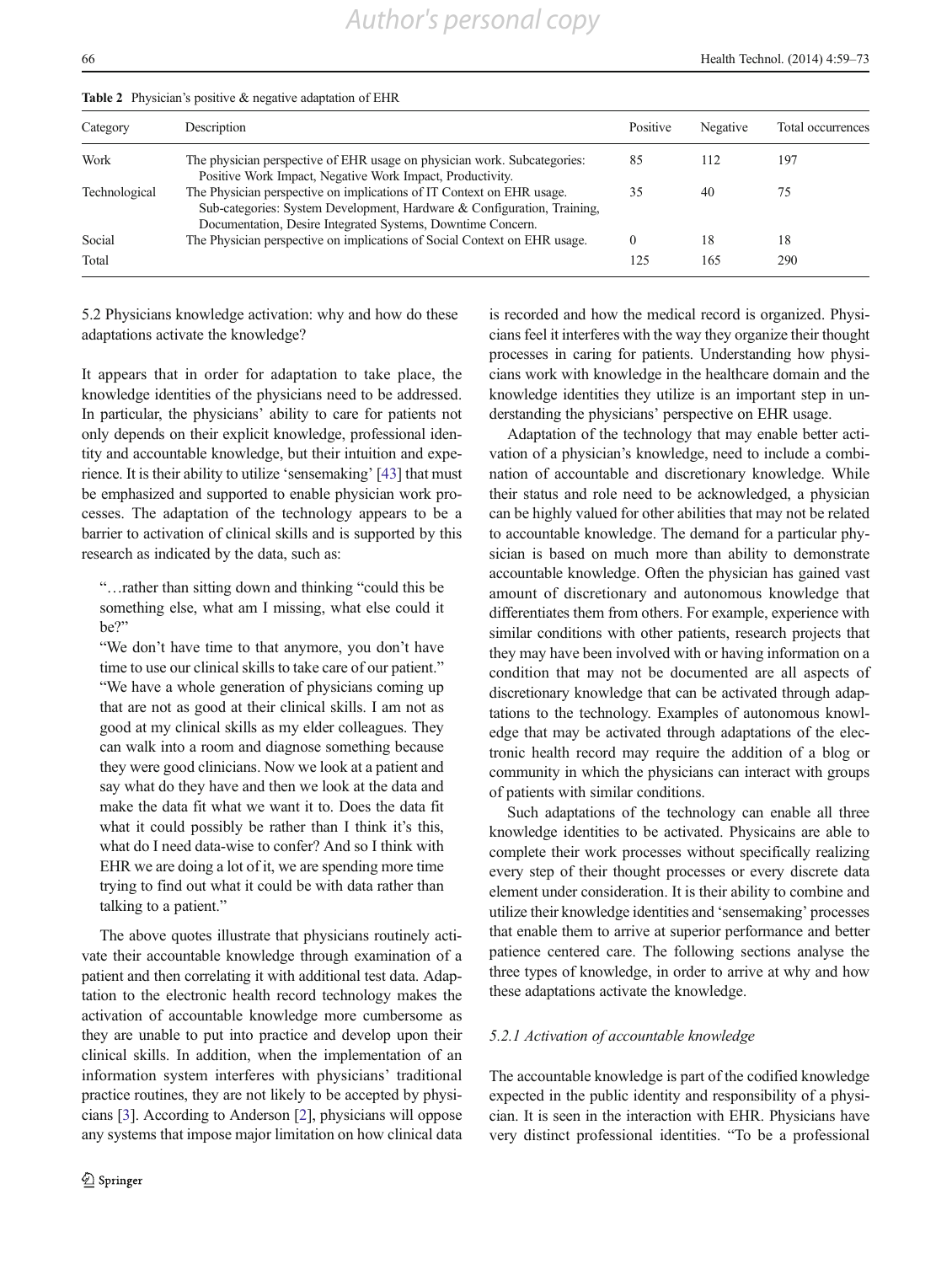**Table 2** Physician's positive & negative adaptation of EHR

| Category | Description | Positive | Negative | Total occurrences |
|---|---|---|---|---|
| Work | The physician perspective of EHR usage on physician work. Subcategories: Positive Work Impact, Negative Work Impact, Productivity. | 85 | 112 | 197 |
| Technological | The Physician perspective on implications of IT Context on EHR usage. Sub-categories: System Development, Hardware & Configuration, Training, Documentation, Desire Integrated Systems, Downtime Concern. | 35 | 40 | 75 |
| Social | The Physician perspective on implications of Social Context on EHR usage. | 0 | 18 | 18 |
| Total | | 125 | 165 | 290 |

5.2 Physicians knowledge activation: why and how do these adaptations activate the knowledge?

It appears that in order for adaptation to take place, the knowledge identities of the physicians need to be addressed. In particular, the physicians' ability to care for patients not only depends on their explicit knowledge, professional identity and accountable knowledge, but their intuition and experience. It is their ability to utilize 'sensemaking' [43] that must be emphasized and supported to enable physician work processes. The adaptation of the technology appears to be a barrier to activation of clinical skills and is supported by this research as indicated by the data, such as:

> "…rather than sitting down and thinking "could this be something else, what am I missing, what else could it be?"
> "We don't have time to that anymore, you don't have time to use our clinical skills to take care of our patient."
> "We have a whole generation of physicians coming up that are not as good at their clinical skills. I am not as good at my clinical skills as my elder colleagues. They can walk into a room and diagnose something because they were good clinicians. Now we look at a patient and say what do they have and then we look at the data and make the data fit what we want it to. Does the data fit what it could possibly be rather than I think it's this, what do I need data-wise to confer? And so I think with EHR we are doing a lot of it, we are spending more time trying to find out what it could be with data rather than talking to a patient."

The above quotes illustrate that physicians routinely activate their accountable knowledge through examination of a patient and then correlating it with additional test data. Adaptation to the electronic health record technology makes the activation of accountable knowledge more cumbersome as they are unable to put into practice and develop upon their clinical skills. In addition, when the implementation of an information system interferes with physicians' traditional practice routines, they are not likely to be accepted by physicians [3]. According to Anderson [2], physicians will oppose any systems that impose major limitation on how clinical data is recorded and how the medical record is organized. Physicians feel it interferes with the way they organize their thought processes in caring for patients. Understanding how physicians work with knowledge in the healthcare domain and the knowledge identities they utilize is an important step in understanding the physicians' perspective on EHR usage.

Adaptation of the technology that may enable better activation of a physician's knowledge, need to include a combination of accountable and discretionary knowledge. While their status and role need to be acknowledged, a physician can be highly valued for other abilities that may not be related to accountable knowledge. The demand for a particular physician is based on much more than ability to demonstrate accountable knowledge. Often the physician has gained vast amount of discretionary and autonomous knowledge that differentiates them from others. For example, experience with similar conditions with other patients, research projects that they may have been involved with or having information on a condition that may not be documented are all aspects of discretionary knowledge that can be activated through adaptations to the technology. Examples of autonomous knowledge that may be activated through adaptations of the electronic health record may require the addition of a blog or community in which the physicians can interact with groups of patients with similar conditions.

Such adaptations of the technology can enable all three knowledge identities to be activated. Physicains are able to complete their work processes without specifically realizing every step of their thought processes or every discrete data element under consideration. It is their ability to combine and utilize their knowledge identities and 'sensemaking' processes that enable them to arrive at superior performance and better patience centered care. The following sections analyse the three types of knowledge, in order to arrive at why and how these adaptations activate the knowledge.

### *5.2.1 Activation of accountable knowledge*

The accountable knowledge is part of the codified knowledge expected in the public identity and responsibility of a physician. It is seen in the interaction with EHR. Physicians have very distinct professional identities. "To be a professional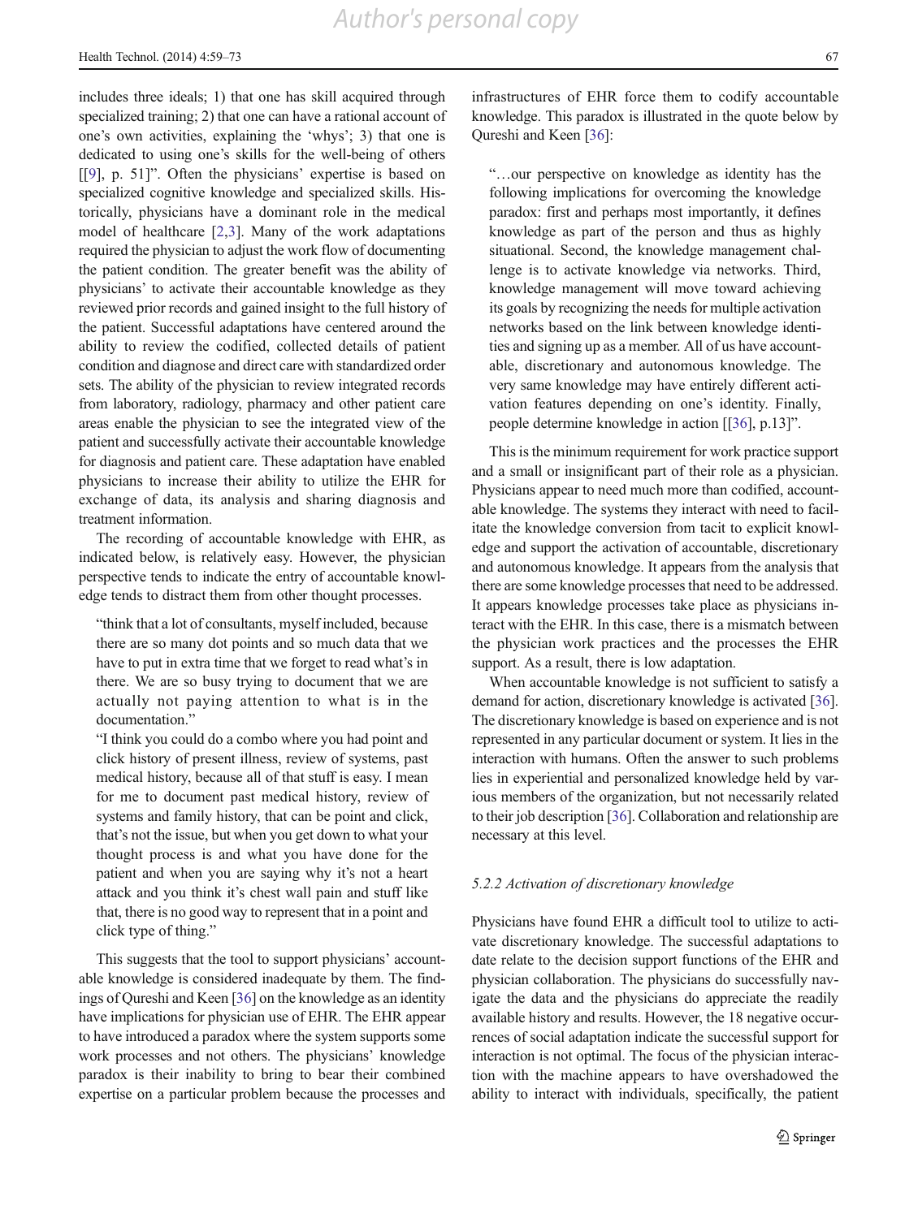includes three ideals; 1) that one has skill acquired through specialized training; 2) that one can have a rational account of one's own activities, explaining the 'whys'; 3) that one is dedicated to using one's skills for the well-being of others [[9], p. 51]". Often the physicians' expertise is based on specialized cognitive knowledge and specialized skills. Historically, physicians have a dominant role in the medical model of healthcare [2,3]. Many of the work adaptations required the physician to adjust the work flow of documenting the patient condition. The greater benefit was the ability of physicians' to activate their accountable knowledge as they reviewed prior records and gained insight to the full history of the patient. Successful adaptations have centered around the ability to review the codified, collected details of patient condition and diagnose and direct care with standardized order sets. The ability of the physician to review integrated records from laboratory, radiology, pharmacy and other patient care areas enable the physician to see the integrated view of the patient and successfully activate their accountable knowledge for diagnosis and patient care. These adaptation have enabled physicians to increase their ability to utilize the EHR for exchange of data, its analysis and sharing diagnosis and treatment information.

The recording of accountable knowledge with EHR, as indicated below, is relatively easy. However, the physician perspective tends to indicate the entry of accountable knowledge tends to distract them from other thought processes.

> "think that a lot of consultants, myself included, because there are so many dot points and so much data that we have to put in extra time that we forget to read what's in there. We are so busy trying to document that we are actually not paying attention to what is in the documentation."
>
> "I think you could do a combo where you had point and click history of present illness, review of systems, past medical history, because all of that stuff is easy. I mean for me to document past medical history, review of systems and family history, that can be point and click, that's not the issue, but when you get down to what your thought process is and what you have done for the patient and when you are saying why it's not a heart attack and you think it's chest wall pain and stuff like that, there is no good way to represent that in a point and click type of thing."

This suggests that the tool to support physicians' accountable knowledge is considered inadequate by them. The findings of Qureshi and Keen [36] on the knowledge as an identity have implications for physician use of EHR. The EHR appear to have introduced a paradox where the system supports some work processes and not others. The physicians' knowledge paradox is their inability to bring to bear their combined expertise on a particular problem because the processes and infrastructures of EHR force them to codify accountable knowledge. This paradox is illustrated in the quote below by Qureshi and Keen [36]:

> "…our perspective on knowledge as identity has the following implications for overcoming the knowledge paradox: first and perhaps most importantly, it defines knowledge as part of the person and thus as highly situational. Second, the knowledge management challenge is to activate knowledge via networks. Third, knowledge management will move toward achieving its goals by recognizing the needs for multiple activation networks based on the link between knowledge identities and signing up as a member. All of us have accountable, discretionary and autonomous knowledge. The very same knowledge may have entirely different activation features depending on one's identity. Finally, people determine knowledge in action [[36], p.13]".

This is the minimum requirement for work practice support and a small or insignificant part of their role as a physician. Physicians appear to need much more than codified, accountable knowledge. The systems they interact with need to facilitate the knowledge conversion from tacit to explicit knowledge and support the activation of accountable, discretionary and autonomous knowledge. It appears from the analysis that there are some knowledge processes that need to be addressed. It appears knowledge processes take place as physicians interact with the EHR. In this case, there is a mismatch between the physician work practices and the processes the EHR support. As a result, there is low adaptation.

When accountable knowledge is not sufficient to satisfy a demand for action, discretionary knowledge is activated [36]. The discretionary knowledge is based on experience and is not represented in any particular document or system. It lies in the interaction with humans. Often the answer to such problems lies in experiential and personalized knowledge held by various members of the organization, but not necessarily related to their job description [36]. Collaboration and relationship are necessary at this level.

#### *5.2.2 Activation of discretionary knowledge*

Physicians have found EHR a difficult tool to utilize to activate discretionary knowledge. The successful adaptations to date relate to the decision support functions of the EHR and physician collaboration. The physicians do successfully navigate the data and the physicians do appreciate the readily available history and results. However, the 18 negative occurrences of social adaptation indicate the successful support for interaction is not optimal. The focus of the physician interaction with the machine appears to have overshadowed the ability to interact with individuals, specifically, the patient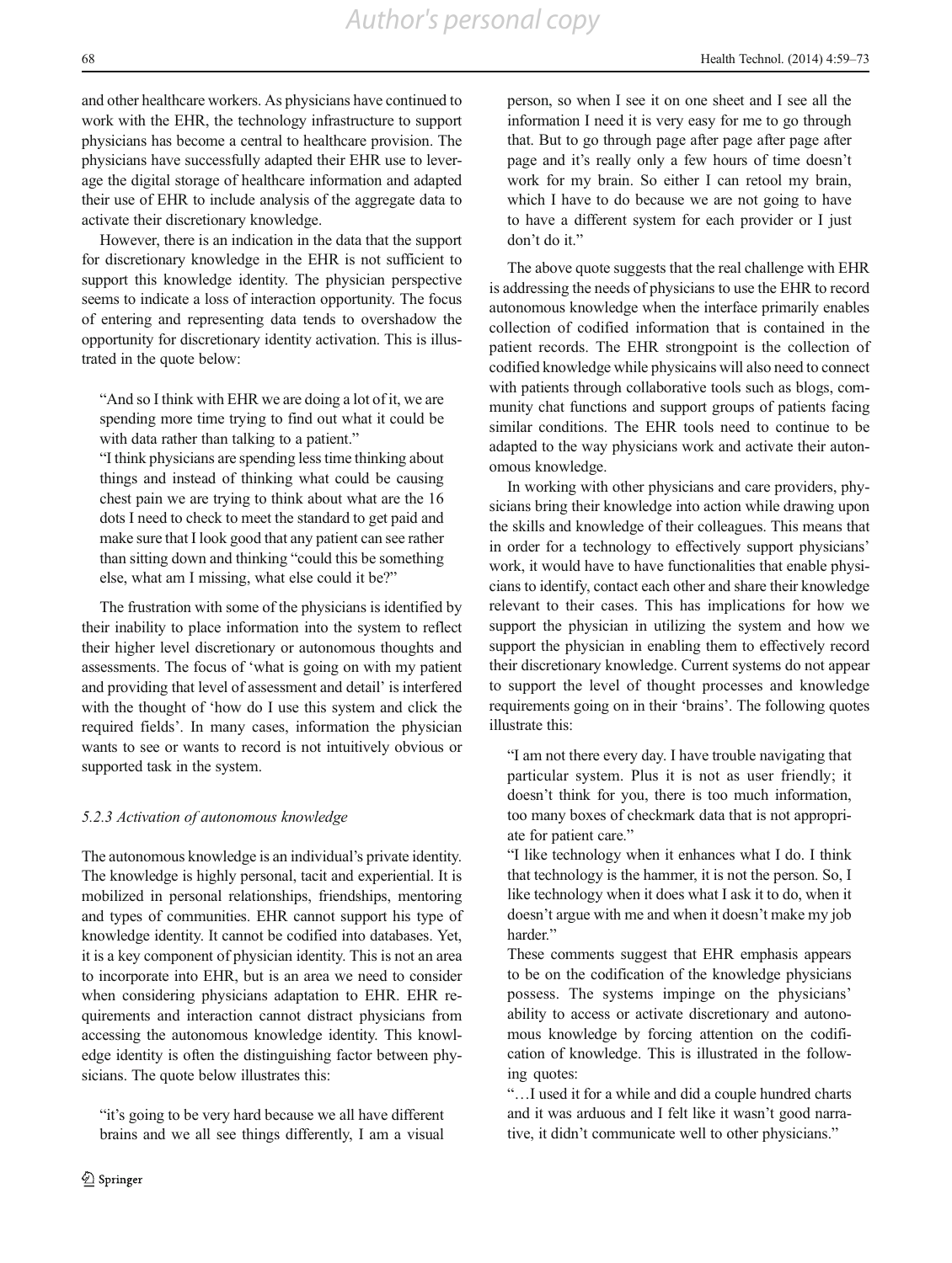and other healthcare workers. As physicians have continued to work with the EHR, the technology infrastructure to support physicians has become a central to healthcare provision. The physicians have successfully adapted their EHR use to leverage the digital storage of healthcare information and adapted their use of EHR to include analysis of the aggregate data to activate their discretionary knowledge.

However, there is an indication in the data that the support for discretionary knowledge in the EHR is not sufficient to support this knowledge identity. The physician perspective seems to indicate a loss of interaction opportunity. The focus of entering and representing data tends to overshadow the opportunity for discretionary identity activation. This is illustrated in the quote below:

> "And so I think with EHR we are doing a lot of it, we are spending more time trying to find out what it could be with data rather than talking to a patient."
>
> "I think physicians are spending less time thinking about things and instead of thinking what could be causing chest pain we are trying to think about what are the 16 dots I need to check to meet the standard to get paid and make sure that I look good that any patient can see rather than sitting down and thinking "could this be something else, what am I missing, what else could it be?"

The frustration with some of the physicians is identified by their inability to place information into the system to reflect their higher level discretionary or autonomous thoughts and assessments. The focus of 'what is going on with my patient and providing that level of assessment and detail' is interfered with the thought of 'how do I use this system and click the required fields'. In many cases, information the physician wants to see or wants to record is not intuitively obvious or supported task in the system.

#### *5.2.3 Activation of autonomous knowledge*

The autonomous knowledge is an individual's private identity. The knowledge is highly personal, tacit and experiential. It is mobilized in personal relationships, friendships, mentoring and types of communities. EHR cannot support his type of knowledge identity. It cannot be codified into databases. Yet, it is a key component of physician identity. This is not an area to incorporate into EHR, but is an area we need to consider when considering physicians adaptation to EHR. EHR requirements and interaction cannot distract physicians from accessing the autonomous knowledge identity. This knowledge identity is often the distinguishing factor between physicians. The quote below illustrates this:

> "it's going to be very hard because we all have different brains and we all see things differently, I am a visual person, so when I see it on one sheet and I see all the information I need it is very easy for me to go through that. But to go through page after page after page after page and it's really only a few hours of time doesn't work for my brain. So either I can retool my brain, which I have to do because we are not going to have to have a different system for each provider or I just don't do it."

The above quote suggests that the real challenge with EHR is addressing the needs of physicians to use the EHR to record autonomous knowledge when the interface primarily enables collection of codified information that is contained in the patient records. The EHR strongpoint is the collection of codified knowledge while physicains will also need to connect with patients through collaborative tools such as blogs, community chat functions and support groups of patients facing similar conditions. The EHR tools need to continue to be adapted to the way physicians work and activate their autonomous knowledge.

In working with other physicians and care providers, physicians bring their knowledge into action while drawing upon the skills and knowledge of their colleagues. This means that in order for a technology to effectively support physicians' work, it would have to have functionalities that enable physicians to identify, contact each other and share their knowledge relevant to their cases. This has implications for how we support the physician in utilizing the system and how we support the physician in enabling them to effectively record their discretionary knowledge. Current systems do not appear to support the level of thought processes and knowledge requirements going on in their 'brains'. The following quotes illustrate this:

> "I am not there every day. I have trouble navigating that particular system. Plus it is not as user friendly; it doesn't think for you, there is too much information, too many boxes of checkmark data that is not appropriate for patient care."
>
> "I like technology when it enhances what I do. I think that technology is the hammer, it is not the person. So, I like technology when it does what I ask it to do, when it doesn't argue with me and when it doesn't make my job harder."
>
> These comments suggest that EHR emphasis appears to be on the codification of the knowledge physicians possess. The systems impinge on the physicians' ability to access or activate discretionary and autonomous knowledge by forcing attention on the codification of knowledge. This is illustrated in the following quotes:
>
> "…I used it for a while and did a couple hundred charts and it was arduous and I felt like it wasn't good narrative, it didn't communicate well to other physicians."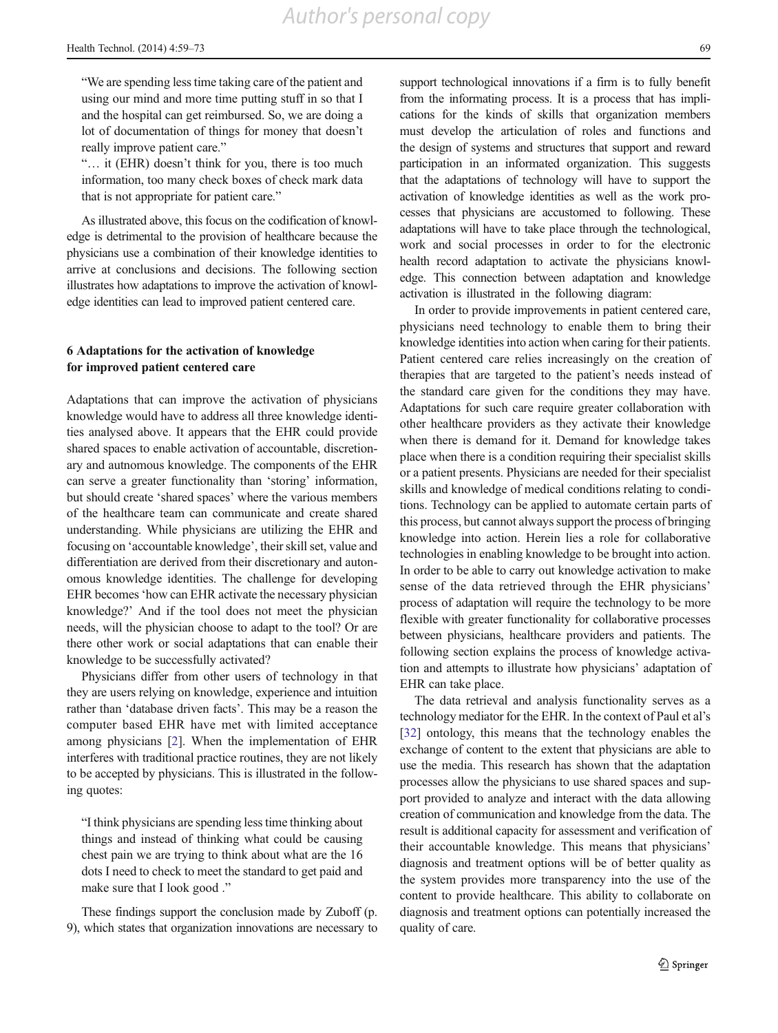"We are spending less time taking care of the patient and using our mind and more time putting stuff in so that I and the hospital can get reimbursed. So, we are doing a lot of documentation of things for money that doesn't really improve patient care."

"… it (EHR) doesn't think for you, there is too much information, too many check boxes of check mark data that is not appropriate for patient care."

As illustrated above, this focus on the codification of knowledge is detrimental to the provision of healthcare because the physicians use a combination of their knowledge identities to arrive at conclusions and decisions. The following section illustrates how adaptations to improve the activation of knowledge identities can lead to improved patient centered care.

## 6 Adaptations for the activation of knowledge for improved patient centered care

Adaptations that can improve the activation of physicians knowledge would have to address all three knowledge identities analysed above. It appears that the EHR could provide shared spaces to enable activation of accountable, discretionary and autnomous knowledge. The components of the EHR can serve a greater functionality than 'storing' information, but should create 'shared spaces' where the various members of the healthcare team can communicate and create shared understanding. While physicians are utilizing the EHR and focusing on 'accountable knowledge', their skill set, value and differentiation are derived from their discretionary and autonomous knowledge identities. The challenge for developing EHR becomes 'how can EHR activate the necessary physician knowledge?' And if the tool does not meet the physician needs, will the physician choose to adapt to the tool? Or are there other work or social adaptations that can enable their knowledge to be successfully activated?

Physicians differ from other users of technology in that they are users relying on knowledge, experience and intuition rather than 'database driven facts'. This may be a reason the computer based EHR have met with limited acceptance among physicians [2]. When the implementation of EHR interferes with traditional practice routines, they are not likely to be accepted by physicians. This is illustrated in the following quotes:

"I think physicians are spending less time thinking about things and instead of thinking what could be causing chest pain we are trying to think about what are the 16 dots I need to check to meet the standard to get paid and make sure that I look good ."

These findings support the conclusion made by Zuboff (p. 9), which states that organization innovations are necessary to support technological innovations if a firm is to fully benefit from the informating process. It is a process that has implications for the kinds of skills that organization members must develop the articulation of roles and functions and the design of systems and structures that support and reward participation in an informated organization. This suggests that the adaptations of technology will have to support the activation of knowledge identities as well as the work processes that physicians are accustomed to following. These adaptations will have to take place through the technological, work and social processes in order to for the electronic health record adaptation to activate the physicians knowledge. This connection between adaptation and knowledge activation is illustrated in the following diagram:

In order to provide improvements in patient centered care, physicians need technology to enable them to bring their knowledge identities into action when caring for their patients. Patient centered care relies increasingly on the creation of therapies that are targeted to the patient's needs instead of the standard care given for the conditions they may have. Adaptations for such care require greater collaboration with other healthcare providers as they activate their knowledge when there is demand for it. Demand for knowledge takes place when there is a condition requiring their specialist skills or a patient presents. Physicians are needed for their specialist skills and knowledge of medical conditions relating to conditions. Technology can be applied to automate certain parts of this process, but cannot always support the process of bringing knowledge into action. Herein lies a role for collaborative technologies in enabling knowledge to be brought into action. In order to be able to carry out knowledge activation to make sense of the data retrieved through the EHR physicians' process of adaptation will require the technology to be more flexible with greater functionality for collaborative processes between physicians, healthcare providers and patients. The following section explains the process of knowledge activation and attempts to illustrate how physicians' adaptation of EHR can take place.

The data retrieval and analysis functionality serves as a technology mediator for the EHR. In the context of Paul et al's [32] ontology, this means that the technology enables the exchange of content to the extent that physicians are able to use the media. This research has shown that the adaptation processes allow the physicians to use shared spaces and support provided to analyze and interact with the data allowing creation of communication and knowledge from the data. The result is additional capacity for assessment and verification of their accountable knowledge. This means that physicians' diagnosis and treatment options will be of better quality as the system provides more transparency into the use of the content to provide healthcare. This ability to collaborate on diagnosis and treatment options can potentially increased the quality of care.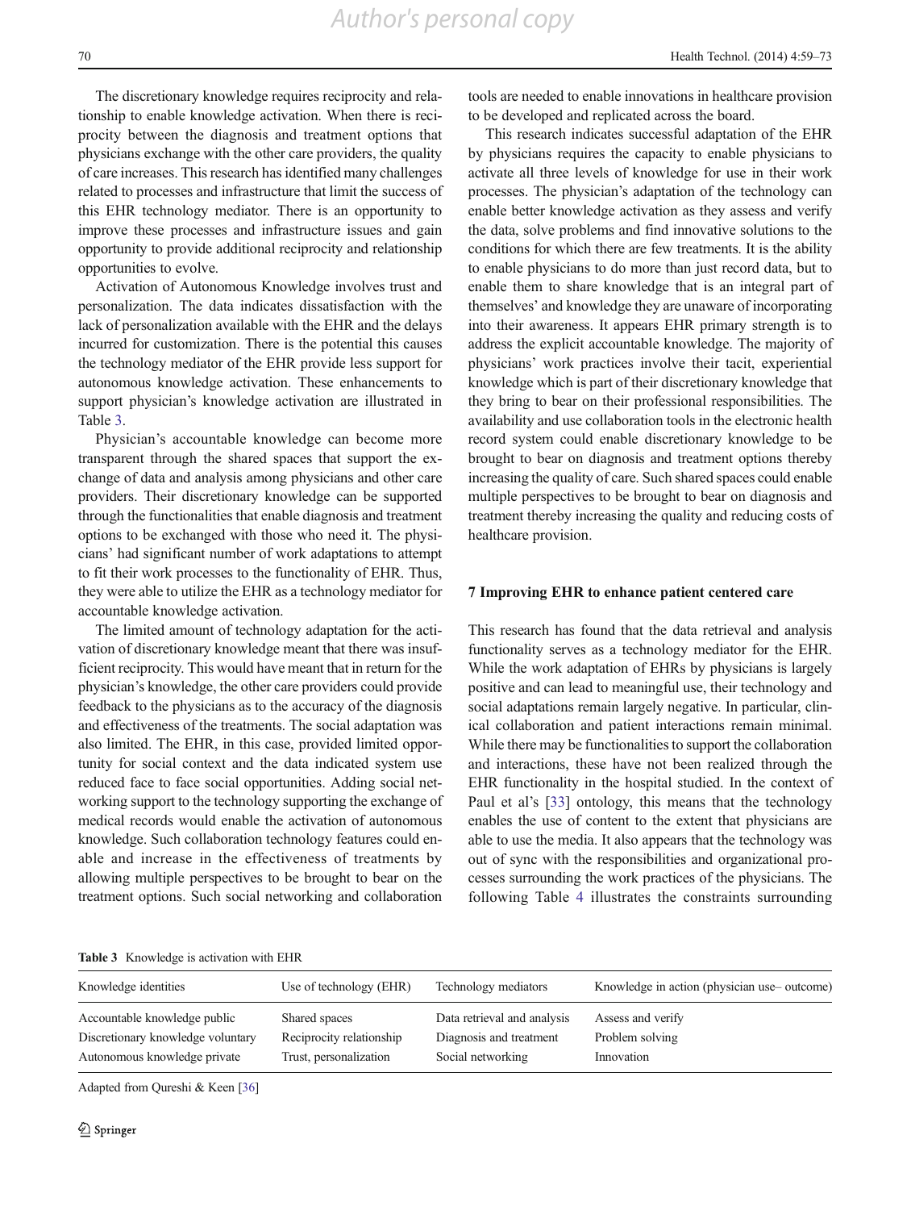The discretionary knowledge requires reciprocity and relationship to enable knowledge activation. When there is reciprocity between the diagnosis and treatment options that physicians exchange with the other care providers, the quality of care increases. This research has identified many challenges related to processes and infrastructure that limit the success of this EHR technology mediator. There is an opportunity to improve these processes and infrastructure issues and gain opportunity to provide additional reciprocity and relationship opportunities to evolve.

Activation of Autonomous Knowledge involves trust and personalization. The data indicates dissatisfaction with the lack of personalization available with the EHR and the delays incurred for customization. There is the potential this causes the technology mediator of the EHR provide less support for autonomous knowledge activation. These enhancements to support physician's knowledge activation are illustrated in Table 3.

Physician's accountable knowledge can become more transparent through the shared spaces that support the exchange of data and analysis among physicians and other care providers. Their discretionary knowledge can be supported through the functionalities that enable diagnosis and treatment options to be exchanged with those who need it. The physicians' had significant number of work adaptations to attempt to fit their work processes to the functionality of EHR. Thus, they were able to utilize the EHR as a technology mediator for accountable knowledge activation.

The limited amount of technology adaptation for the activation of discretionary knowledge meant that there was insufficient reciprocity. This would have meant that in return for the physician's knowledge, the other care providers could provide feedback to the physicians as to the accuracy of the diagnosis and effectiveness of the treatments. The social adaptation was also limited. The EHR, in this case, provided limited opportunity for social context and the data indicated system use reduced face to face social opportunities. Adding social networking support to the technology supporting the exchange of medical records would enable the activation of autonomous knowledge. Such collaboration technology features could enable and increase in the effectiveness of treatments by allowing multiple perspectives to be brought to bear on the treatment options. Such social networking and collaboration tools are needed to enable innovations in healthcare provision to be developed and replicated across the board.

This research indicates successful adaptation of the EHR by physicians requires the capacity to enable physicians to activate all three levels of knowledge for use in their work processes. The physician's adaptation of the technology can enable better knowledge activation as they assess and verify the data, solve problems and find innovative solutions to the conditions for which there are few treatments. It is the ability to enable physicians to do more than just record data, but to enable them to share knowledge that is an integral part of themselves' and knowledge they are unaware of incorporating into their awareness. It appears EHR primary strength is to address the explicit accountable knowledge. The majority of physicians' work practices involve their tacit, experiential knowledge which is part of their discretionary knowledge that they bring to bear on their professional responsibilities. The availability and use collaboration tools in the electronic health record system could enable discretionary knowledge to be brought to bear on diagnosis and treatment options thereby increasing the quality of care. Such shared spaces could enable multiple perspectives to be brought to bear on diagnosis and treatment thereby increasing the quality and reducing costs of healthcare provision.

## 7 Improving EHR to enhance patient centered care

This research has found that the data retrieval and analysis functionality serves as a technology mediator for the EHR. While the work adaptation of EHRs by physicians is largely positive and can lead to meaningful use, their technology and social adaptations remain largely negative. In particular, clinical collaboration and patient interactions remain minimal. While there may be functionalities to support the collaboration and interactions, these have not been realized through the EHR functionality in the hospital studied. In the context of Paul et al's [33] ontology, this means that the technology enables the use of content to the extent that physicians are able to use the media. It also appears that the technology was out of sync with the responsibilities and organizational processes surrounding the work practices of the physicians. The following Table 4 illustrates the constraints surrounding

**Table 3** Knowledge is activation with EHR

| Knowledge identities | Use of technology (EHR) | Technology mediators | Knowledge in action (physician use– outcome) |
|---|---|---|---|
| Accountable knowledge public | Shared spaces | Data retrieval and analysis | Assess and verify |
| Discretionary knowledge voluntary | Reciprocity relationship | Diagnosis and treatment | Problem solving |
| Autonomous knowledge private | Trust, personalization | Social networking | Innovation |

Adapted from Qureshi & Keen [36]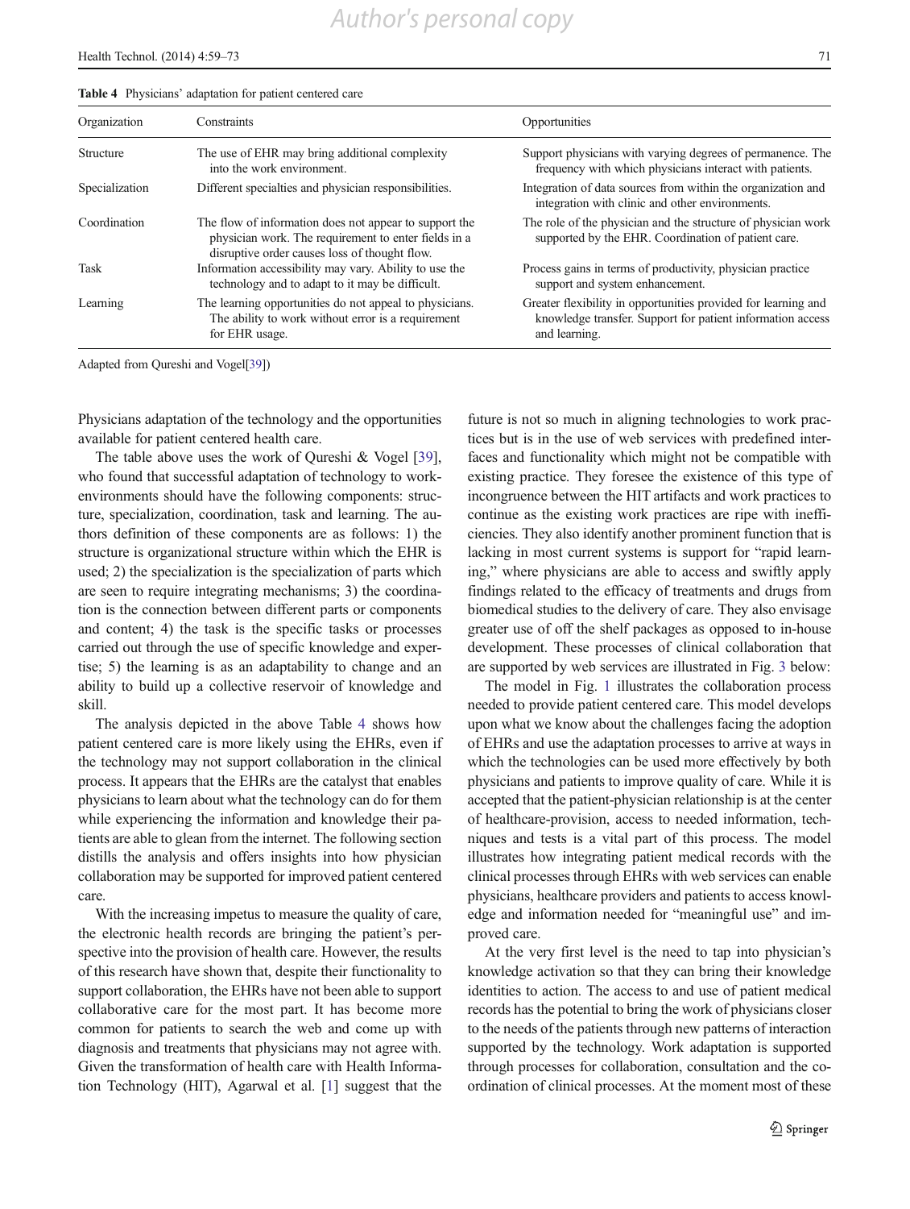**Table 4** Physicians' adaptation for patient centered care

| Organization | Constraints | Opportunities |
|---|---|---|
| Structure | The use of EHR may bring additional complexity into the work environment. | Support physicians with varying degrees of permanence. The frequency with which physicians interact with patients. |
| Specialization | Different specialties and physician responsibilities. | Integration of data sources from within the organization and integration with clinic and other environments. |
| Coordination | The flow of information does not appear to support the physician work. The requirement to enter fields in a disruptive order causes loss of thought flow. | The role of the physician and the structure of physician work supported by the EHR. Coordination of patient care. |
| Task | Information accessibility may vary. Ability to use the technology and to adapt to it may be difficult. | Process gains in terms of productivity, physician practice support and system enhancement. |
| Learning | The learning opportunities do not appeal to physicians. The ability to work without error is a requirement for EHR usage. | Greater flexibility in opportunities provided for learning and knowledge transfer. Support for patient information access and learning. |

Adapted from Qureshi and Vogel[39])

Physicians adaptation of the technology and the opportunities available for patient centered health care.

The table above uses the work of Qureshi & Vogel [39], who found that successful adaptation of technology to work-environments should have the following components: structure, specialization, coordination, task and learning. The authors definition of these components are as follows: 1) the structure is organizational structure within which the EHR is used; 2) the specialization is the specialization of parts which are seen to require integrating mechanisms; 3) the coordination is the connection between different parts or components and content; 4) the task is the specific tasks or processes carried out through the use of specific knowledge and expertise; 5) the learning is as an adaptability to change and an ability to build up a collective reservoir of knowledge and skill.

The analysis depicted in the above Table 4 shows how patient centered care is more likely using the EHRs, even if the technology may not support collaboration in the clinical process. It appears that the EHRs are the catalyst that enables physicians to learn about what the technology can do for them while experiencing the information and knowledge their patients are able to glean from the internet. The following section distills the analysis and offers insights into how physician collaboration may be supported for improved patient centered care.

With the increasing impetus to measure the quality of care, the electronic health records are bringing the patient's perspective into the provision of health care. However, the results of this research have shown that, despite their functionality to support collaboration, the EHRs have not been able to support collaborative care for the most part. It has become more common for patients to search the web and come up with diagnosis and treatments that physicians may not agree with. Given the transformation of health care with Health Information Technology (HIT), Agarwal et al. [1] suggest that the future is not so much in aligning technologies to work practices but is in the use of web services with predefined interfaces and functionality which might not be compatible with existing practice. They foresee the existence of this type of incongruence between the HIT artifacts and work practices to continue as the existing work practices are ripe with inefficiencies. They also identify another prominent function that is lacking in most current systems is support for "rapid learning," where physicians are able to access and swiftly apply findings related to the efficacy of treatments and drugs from biomedical studies to the delivery of care. They also envisage greater use of off the shelf packages as opposed to in-house development. These processes of clinical collaboration that are supported by web services are illustrated in Fig. 3 below:

The model in Fig. 1 illustrates the collaboration process needed to provide patient centered care. This model develops upon what we know about the challenges facing the adoption of EHRs and use the adaptation processes to arrive at ways in which the technologies can be used more effectively by both physicians and patients to improve quality of care. While it is accepted that the patient-physician relationship is at the center of healthcare-provision, access to needed information, techniques and tests is a vital part of this process. The model illustrates how integrating patient medical records with the clinical processes through EHRs with web services can enable physicians, healthcare providers and patients to access knowledge and information needed for "meaningful use" and improved care.

At the very first level is the need to tap into physician's knowledge activation so that they can bring their knowledge identities to action. The access to and use of patient medical records has the potential to bring the work of physicians closer to the needs of the patients through new patterns of interaction supported by the technology. Work adaptation is supported through processes for collaboration, consultation and the coordination of clinical processes. At the moment most of these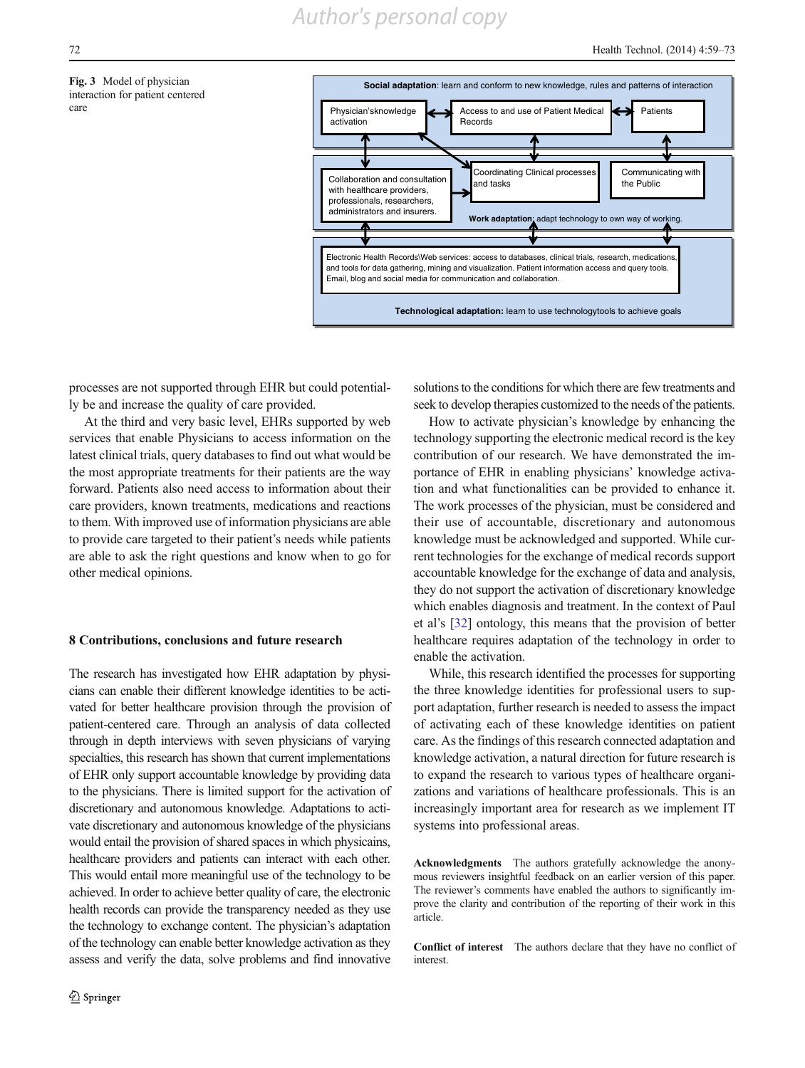Fig. 3 Model of physician interaction for patient centered care

processes are not supported through EHR but could potentially be and increase the quality of care provided.

At the third and very basic level, EHRs supported by web services that enable Physicians to access information on the latest clinical trials, query databases to find out what would be the most appropriate treatments for their patients are the way forward. Patients also need access to information about their care providers, known treatments, medications and reactions to them. With improved use of information physicians are able to provide care targeted to their patient's needs while patients are able to ask the right questions and know when to go for other medical opinions.

## 8 Contributions, conclusions and future research

The research has investigated how EHR adaptation by physicians can enable their different knowledge identities to be activated for better healthcare provision through the provision of patient-centered care. Through an analysis of data collected through in depth interviews with seven physicians of varying specialties, this research has shown that current implementations of EHR only support accountable knowledge by providing data to the physicians. There is limited support for the activation of discretionary and autonomous knowledge. Adaptations to activate discretionary and autonomous knowledge of the physicians would entail the provision of shared spaces in which physicains, healthcare providers and patients can interact with each other. This would entail more meaningful use of the technology to be achieved. In order to achieve better quality of care, the electronic health records can provide the transparency needed as they use the technology to exchange content. The physician's adaptation of the technology can enable better knowledge activation as they assess and verify the data, solve problems and find innovative solutions to the conditions for which there are few treatments and seek to develop therapies customized to the needs of the patients.

How to activate physician's knowledge by enhancing the technology supporting the electronic medical record is the key contribution of our research. We have demonstrated the importance of EHR in enabling physicians' knowledge activation and what functionalities can be provided to enhance it. The work processes of the physician, must be considered and their use of accountable, discretionary and autonomous knowledge must be acknowledged and supported. While current technologies for the exchange of medical records support accountable knowledge for the exchange of data and analysis, they do not support the activation of discretionary knowledge which enables diagnosis and treatment. In the context of Paul et al's [32] ontology, this means that the provision of better healthcare requires adaptation of the technology in order to enable the activation.

While, this research identified the processes for supporting the three knowledge identities for professional users to support adaptation, further research is needed to assess the impact of activating each of these knowledge identities on patient care. As the findings of this research connected adaptation and knowledge activation, a natural direction for future research is to expand the research to various types of healthcare organizations and variations of healthcare professionals. This is an increasingly important area for research as we implement IT systems into professional areas.

**Acknowledgments** The authors gratefully acknowledge the anonymous reviewers insightful feedback on an earlier version of this paper. The reviewer's comments have enabled the authors to significantly improve the clarity and contribution of the reporting of their work in this article.

**Conflict of interest** The authors declare that they have no conflict of interest.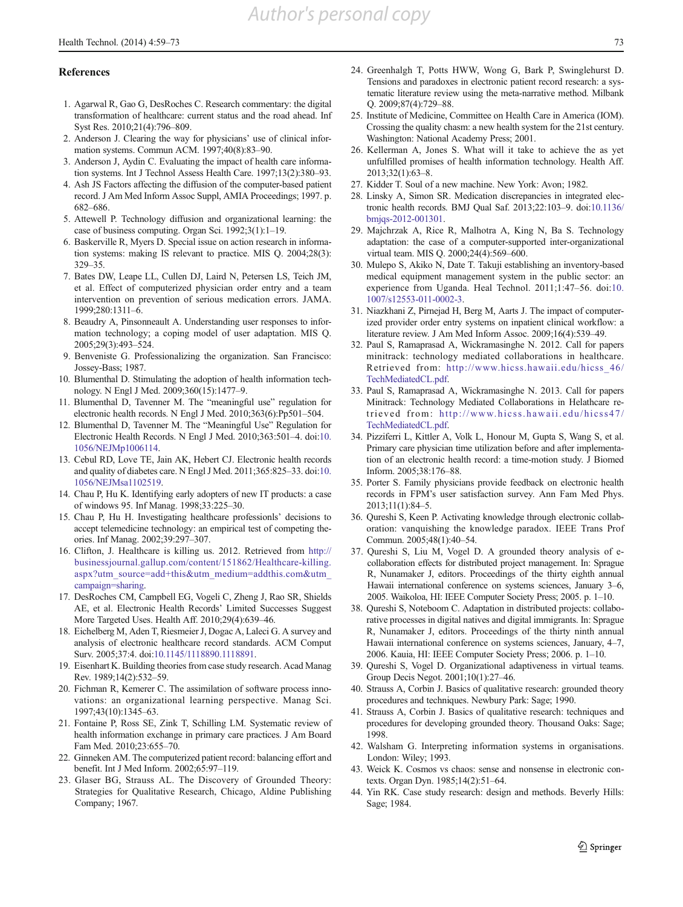## References

1. Agarwal R, Gao G, DesRoches C. Research commentary: the digital transformation of healthcare: current status and the road ahead. Inf Syst Res. 2010;21(4):796–809.
2. Anderson J. Clearing the way for physicians' use of clinical information systems. Commun ACM. 1997;40(8):83–90.
3. Anderson J, Aydin C. Evaluating the impact of health care information systems. Int J Technol Assess Health Care. 1997;13(2):380–93.
4. Ash JS Factors affecting the diffusion of the computer-based patient record. J Am Med Inform Assoc Suppl, AMIA Proceedings; 1997. p. 682–686.
5. Attewell P. Technology diffusion and organizational learning: the case of business computing. Organ Sci. 1992;3(1):1–19.
6. Baskerville R, Myers D. Special issue on action research in information systems: making IS relevant to practice. MIS Q. 2004;28(3): 329–35.
7. Bates DW, Leape LL, Cullen DJ, Laird N, Petersen LS, Teich JM, et al. Effect of computerized physician order entry and a team intervention on prevention of serious medication errors. JAMA. 1999;280:1311–6.
8. Beaudry A, Pinsonneault A. Understanding user responses to information technology; a coping model of user adaptation. MIS Q. 2005;29(3):493–524.
9. Benveniste G. Professionalizing the organization. San Francisco: Jossey-Bass; 1987.
10. Blumenthal D. Stimulating the adoption of health information technology. N Engl J Med. 2009;360(15):1477–9.
11. Blumenthal D, Tavenner M. The "meaningful use" regulation for electronic health records. N Engl J Med. 2010;363(6):Pp501–504.
12. Blumenthal D, Tavenner M. The "Meaningful Use" Regulation for Electronic Health Records. N Engl J Med. 2010;363:501–4. doi:10.1056/NEJMp1006114.
13. Cebul RD, Love TE, Jain AK, Hebert CJ. Electronic health records and quality of diabetes care. N Engl J Med. 2011;365:825–33. doi:10.1056/NEJMsa1102519.
14. Chau P, Hu K. Identifying early adopters of new IT products: a case of windows 95. Inf Manag. 1998;33:225–30.
15. Chau P, Hu H. Investigating healthcare professionls' decisions to accept telemedicine technology: an empirical test of competing theories. Inf Manag. 2002;39:297–307.
16. Clifton, J. Healthcare is killing us. 2012. Retrieved from http://businessjournal.gallup.com/content/151862/Healthcare-killing.aspx?utm_source=add+this&utm_medium=addthis.com&utm_campaign=sharing.
17. DesRoches CM, Campbell EG, Vogeli C, Zheng J, Rao SR, Shields AE, et al. Electronic Health Records' Limited Successes Suggest More Targeted Uses. Health Aff. 2010;29(4):639–46.
18. Eichelberg M, Aden T, Riesmeier J, Dogac A, Laleci G. A survey and analysis of electronic healthcare record standards. ACM Comput Surv. 2005;37:4. doi:10.1145/1118890.1118891.
19. Eisenhart K. Building theories from case study research. Acad Manag Rev. 1989;14(2):532–59.
20. Fichman R, Kemerer C. The assimilation of software process innovations: an organizational learning perspective. Manag Sci. 1997;43(10):1345–63.
21. Fontaine P, Ross SE, Zink T, Schilling LM. Systematic review of health information exchange in primary care practices. J Am Board Fam Med. 2010;23:655–70.
22. Ginneken AM. The computerized patient record: balancing effort and benefit. Int J Med Inform. 2002;65:97–119.
23. Glaser BG, Strauss AL. The Discovery of Grounded Theory: Strategies for Qualitative Research, Chicago, Aldine Publishing Company; 1967.
24. Greenhalgh T, Potts HWW, Wong G, Bark P, Swinglehurst D. Tensions and paradoxes in electronic patient record research: a systematic literature review using the meta-narrative method. Milbank Q. 2009;87(4):729–88.
25. Institute of Medicine, Committee on Health Care in America (IOM). Crossing the quality chasm: a new health system for the 21st century. Washington: National Academy Press; 2001.
26. Kellerman A, Jones S. What will it take to achieve the as yet unfulfilled promises of health information technology. Health Aff. 2013;32(1):63–8.
27. Kidder T. Soul of a new machine. New York: Avon; 1982.
28. Linsky A, Simon SR. Medication discrepancies in integrated electronic health records. BMJ Qual Saf. 2013;22:103–9. doi:10.1136/bmjqs-2012-001301.
29. Majchrzak A, Rice R, Malhotra A, King N, Ba S. Technology adaptation: the case of a computer-supported inter-organizational virtual team. MIS Q. 2000;24(4):569–600.
30. Mulepo S, Akiko N, Date T. Takuji establishing an inventory-based medical equipment management system in the public sector: an experience from Uganda. Heal Technol. 2011;1:47–56. doi:10.1007/s12553-011-0002-3.
31. Niazkhani Z, Pirnejad H, Berg M, Aarts J. The impact of computerized provider order entry systems on inpatient clinical workflow: a literature review. J Am Med Inform Assoc. 2009;16(4):539–49.
32. Paul S, Ramaprasad A, Wickramasinghe N. 2012. Call for papers minitrack: technology mediated collaborations in healthcare. Retrieved from: http://www.hicss.hawaii.edu/hicss_46/TechMediatedCL.pdf.
33. Paul S, Ramaprasad A, Wickramasinghe N. 2013. Call for papers Minitrack: Technology Mediated Collaborations in Helathcare retrieved from: http://www.hicss.hawaii.edu/hicss47/TechMediatedCL.pdf.
34. Pizziferri L, Kittler A, Volk L, Honour M, Gupta S, Wang S, et al. Primary care physician time utilization before and after implementation of an electronic health record: a time-motion study. J Biomed Inform. 2005;38:176–88.
35. Porter S. Family physicians provide feedback on electronic health records in FPM's user satisfaction survey. Ann Fam Med Phys. 2013;11(1):84–5.
36. Qureshi S, Keen P. Activating knowledge through electronic collaboration: vanquishing the knowledge paradox. IEEE Trans Prof Commun. 2005;48(1):40–54.
37. Qureshi S, Liu M, Vogel D. A grounded theory analysis of e-collaboration effects for distributed project management. In: Sprague R, Nunamaker J, editors. Proceedings of the thirty eighth annual Hawaii international conference on systems sciences, January 3–6, 2005. Waikoloa, HI: IEEE Computer Society Press; 2005. p. 1–10.
38. Qureshi S, Noteboom C. Adaptation in distributed projects: collaborative processes in digital natives and digital immigrants. In: Sprague R, Nunamaker J, editors. Proceedings of the thirty ninth annual Hawaii international conference on systems sciences, January, 4–7, 2006. Kauia, HI: IEEE Computer Society Press; 2006. p. 1–10.
39. Qureshi S, Vogel D. Organizational adaptiveness in virtual teams. Group Decis Negot. 2001;10(1):27–46.
40. Strauss A, Corbin J. Basics of qualitative research: grounded theory procedures and techniques. Newbury Park: Sage; 1990.
41. Strauss A, Corbin J. Basics of qualitative research: techniques and procedures for developing grounded theory. Thousand Oaks: Sage; 1998.
42. Walsham G. Interpreting information systems in organisations. London: Wiley; 1993.
43. Weick K. Cosmos vs chaos: sense and nonsense in electronic contexts. Organ Dyn. 1985;14(2):51–64.
44. Yin RK. Case study research: design and methods. Beverly Hills: Sage; 1984.